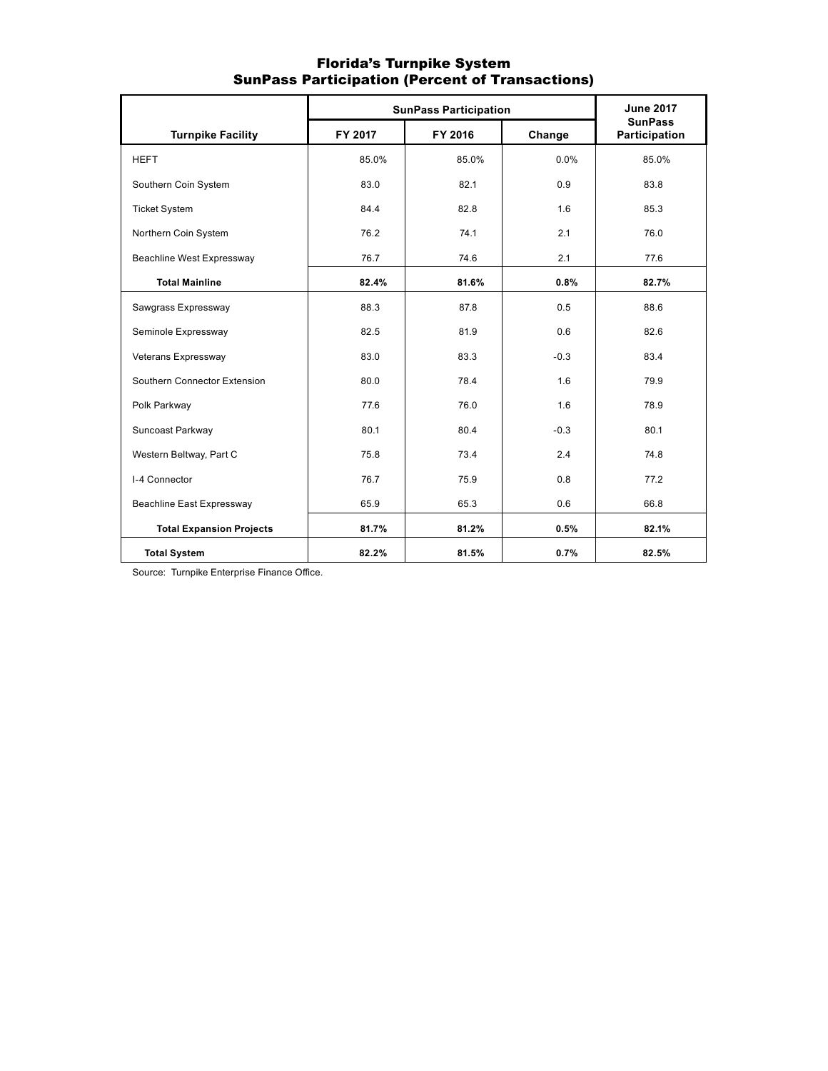## Florida's Turnpike System
## SunPass Participation (Percent of Transactions)

| Turnpike Facility | SunPass Participation | | | June 2017 SunPass Participation |
|---|---|---|---|---|
| | FY 2017 | FY 2016 | Change | |
| HEFT | 85.0% | 85.0% | 0.0% | 85.0% |
| Southern Coin System | 83.0 | 82.1 | 0.9 | 83.8 |
| Ticket System | 84.4 | 82.8 | 1.6 | 85.3 |
| Northern Coin System | 76.2 | 74.1 | 2.1 | 76.0 |
| Beachline West Expressway | 76.7 | 74.6 | 2.1 | 77.6 |
| **Total Mainline** | **82.4%** | **81.6%** | **0.8%** | **82.7%** |
| Sawgrass Expressway | 88.3 | 87.8 | 0.5 | 88.6 |
| Seminole Expressway | 82.5 | 81.9 | 0.6 | 82.6 |
| Veterans Expressway | 83.0 | 83.3 | -0.3 | 83.4 |
| Southern Connector Extension | 80.0 | 78.4 | 1.6 | 79.9 |
| Polk Parkway | 77.6 | 76.0 | 1.6 | 78.9 |
| Suncoast Parkway | 80.1 | 80.4 | -0.3 | 80.1 |
| Western Beltway, Part C | 75.8 | 73.4 | 2.4 | 74.8 |
| I-4 Connector | 76.7 | 75.9 | 0.8 | 77.2 |
| Beachline East Expressway | 65.9 | 65.3 | 0.6 | 66.8 |
| **Total Expansion Projects** | **81.7%** | **81.2%** | **0.5%** | **82.1%** |
| **Total System** | **82.2%** | **81.5%** | **0.7%** | **82.5%** |

Source: Turnpike Enterprise Finance Office.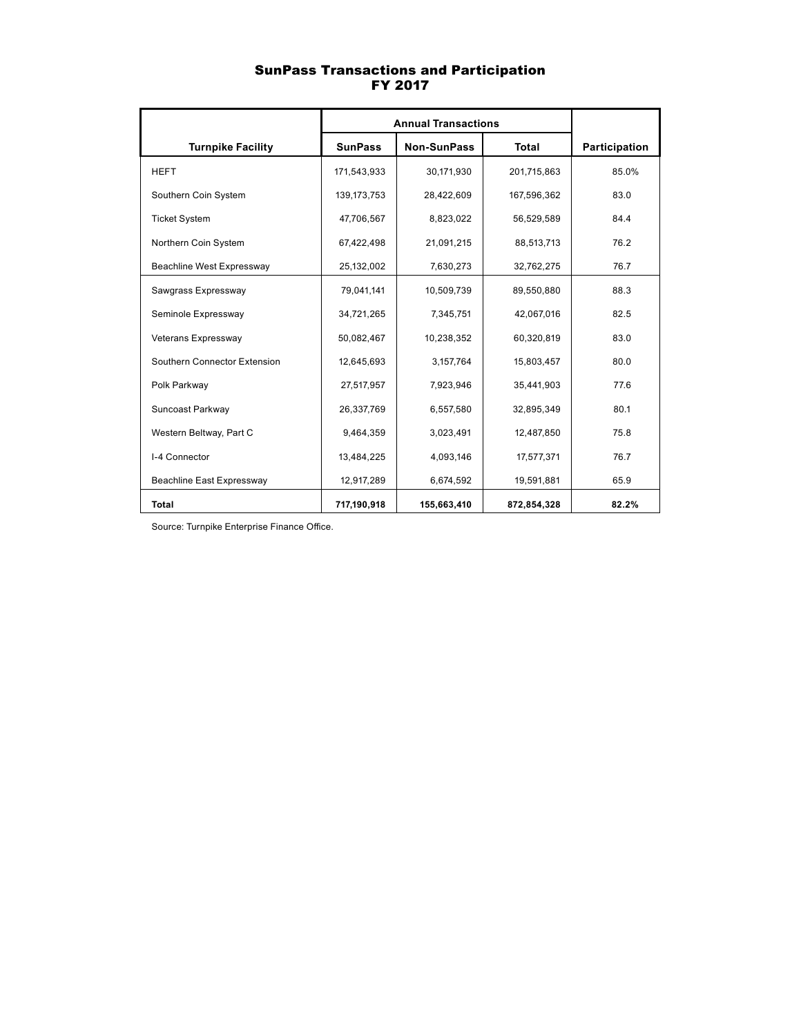# SunPass Transactions and Participation FY 2017

| Turnpike Facility | Annual Transactions | | | Participation |
|---|---|---|---|---|
| | SunPass | Non-SunPass | Total | |
| HEFT | 171,543,933 | 30,171,930 | 201,715,863 | 85.0% |
| Southern Coin System | 139,173,753 | 28,422,609 | 167,596,362 | 83.0 |
| Ticket System | 47,706,567 | 8,823,022 | 56,529,589 | 84.4 |
| Northern Coin System | 67,422,498 | 21,091,215 | 88,513,713 | 76.2 |
| Beachline West Expressway | 25,132,002 | 7,630,273 | 32,762,275 | 76.7 |
| Sawgrass Expressway | 79,041,141 | 10,509,739 | 89,550,880 | 88.3 |
| Seminole Expressway | 34,721,265 | 7,345,751 | 42,067,016 | 82.5 |
| Veterans Expressway | 50,082,467 | 10,238,352 | 60,320,819 | 83.0 |
| Southern Connector Extension | 12,645,693 | 3,157,764 | 15,803,457 | 80.0 |
| Polk Parkway | 27,517,957 | 7,923,946 | 35,441,903 | 77.6 |
| Suncoast Parkway | 26,337,769 | 6,557,580 | 32,895,349 | 80.1 |
| Western Beltway, Part C | 9,464,359 | 3,023,491 | 12,487,850 | 75.8 |
| I-4 Connector | 13,484,225 | 4,093,146 | 17,577,371 | 76.7 |
| Beachline East Expressway | 12,917,289 | 6,674,592 | 19,591,881 | 65.9 |
| **Total** | **717,190,918** | **155,663,410** | **872,854,328** | **82.2%** |

Source: Turnpike Enterprise Finance Office.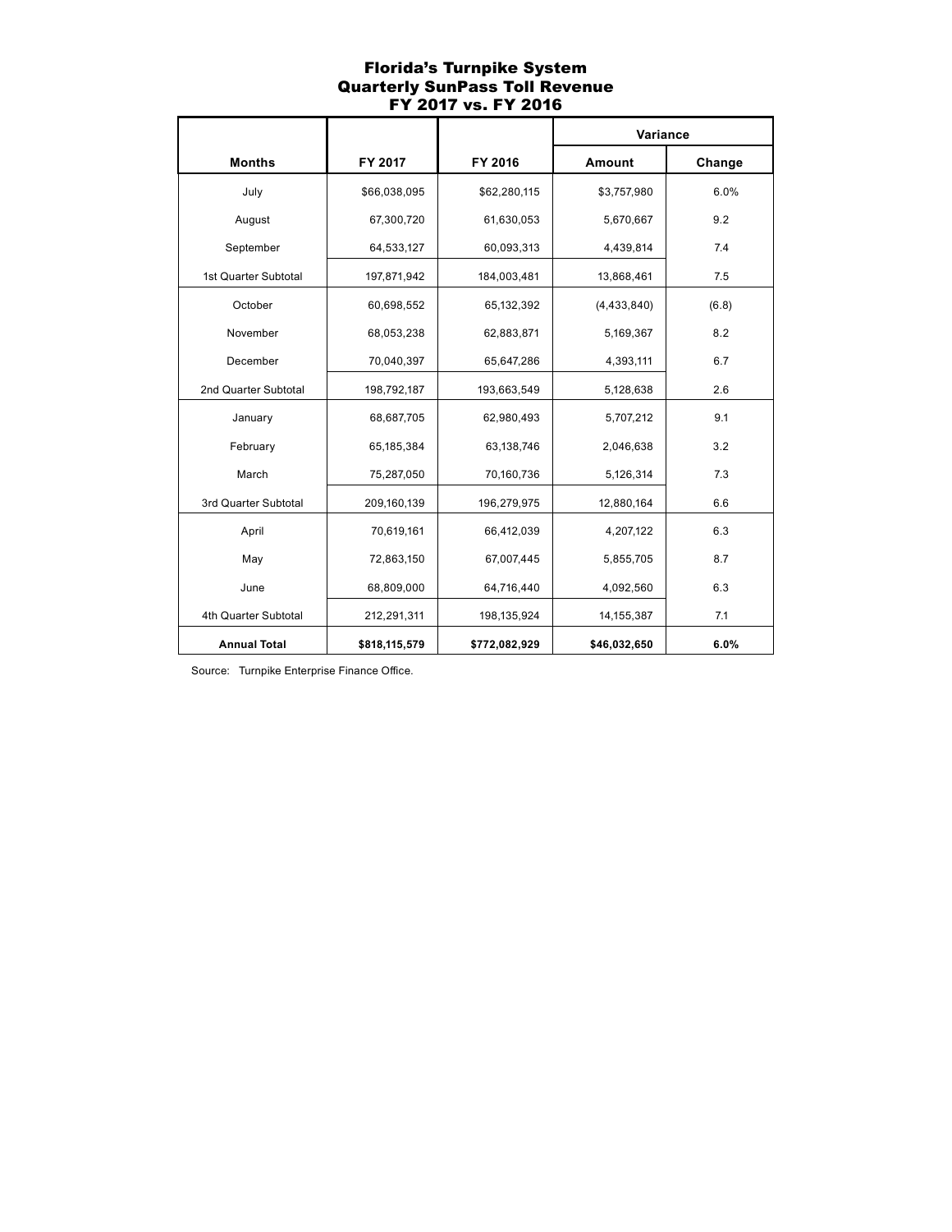# Florida's Turnpike System
## Quarterly SunPass Toll Revenue
## FY 2017 vs. FY 2016

| Months | FY 2017 | FY 2016 | Variance | |
|---|---|---|---|---|
| | | | **Amount** | **Change** |
| July | $66,038,095 | $62,280,115 | $3,757,980 | 6.0% |
| August | 67,300,720 | 61,630,053 | 5,670,667 | 9.2 |
| September | 64,533,127 | 60,093,313 | 4,439,814 | 7.4 |
| 1st Quarter Subtotal | 197,871,942 | 184,003,481 | 13,868,461 | 7.5 |
| October | 60,698,552 | 65,132,392 | (4,433,840) | (6.8) |
| November | 68,053,238 | 62,883,871 | 5,169,367 | 8.2 |
| December | 70,040,397 | 65,647,286 | 4,393,111 | 6.7 |
| 2nd Quarter Subtotal | 198,792,187 | 193,663,549 | 5,128,638 | 2.6 |
| January | 68,687,705 | 62,980,493 | 5,707,212 | 9.1 |
| February | 65,185,384 | 63,138,746 | 2,046,638 | 3.2 |
| March | 75,287,050 | 70,160,736 | 5,126,314 | 7.3 |
| 3rd Quarter Subtotal | 209,160,139 | 196,279,975 | 12,880,164 | 6.6 |
| April | 70,619,161 | 66,412,039 | 4,207,122 | 6.3 |
| May | 72,863,150 | 67,007,445 | 5,855,705 | 8.7 |
| June | 68,809,000 | 64,716,440 | 4,092,560 | 6.3 |
| 4th Quarter Subtotal | 212,291,311 | 198,135,924 | 14,155,387 | 7.1 |
| **Annual Total** | **$818,115,579** | **$772,082,929** | **$46,032,650** | **6.0%** |

Source: Turnpike Enterprise Finance Office.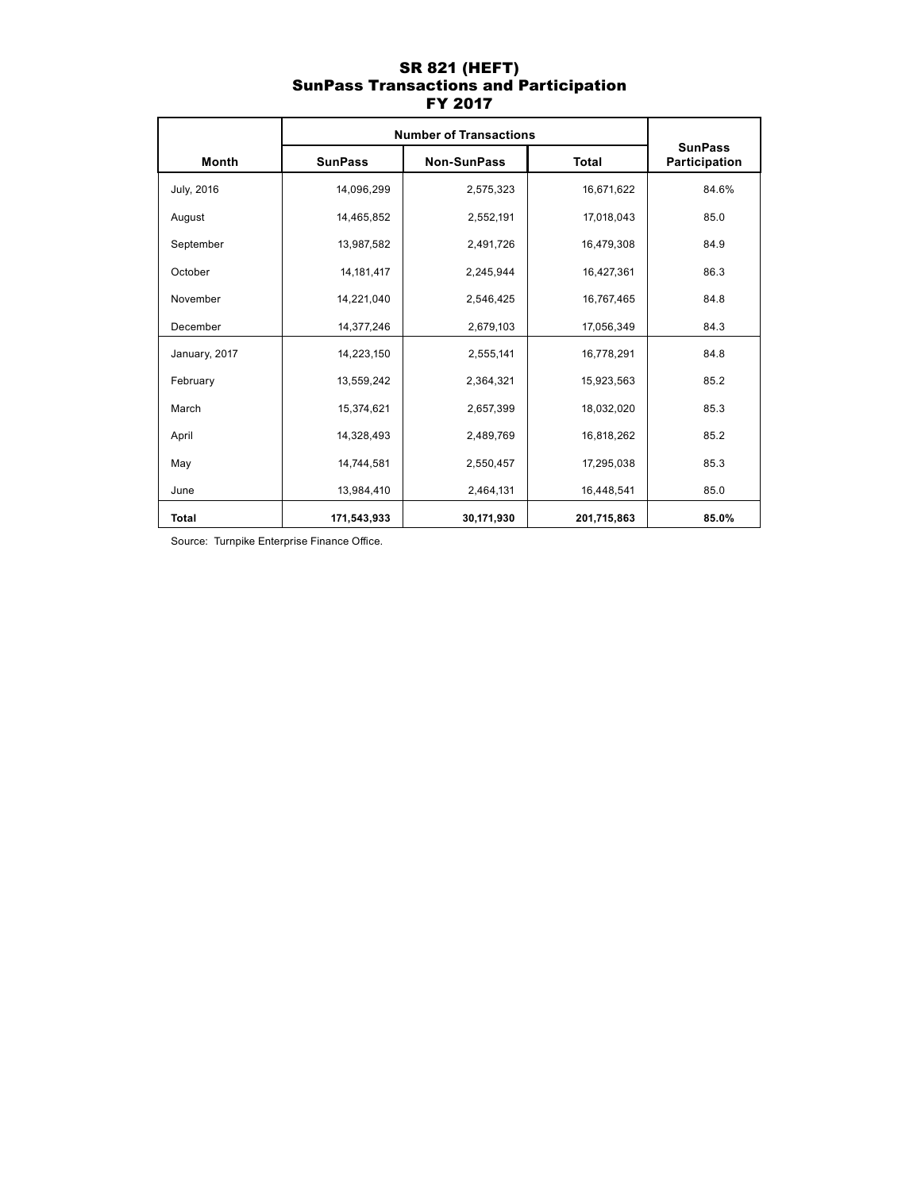# SR 821 (HEFT)
## SunPass Transactions and Participation
## FY 2017

| Month | Number of Transactions | | | SunPass Participation |
|---|---|---|---|---|
| | SunPass | Non-SunPass | Total | |
| July, 2016 | 14,096,299 | 2,575,323 | 16,671,622 | 84.6% |
| August | 14,465,852 | 2,552,191 | 17,018,043 | 85.0 |
| September | 13,987,582 | 2,491,726 | 16,479,308 | 84.9 |
| October | 14,181,417 | 2,245,944 | 16,427,361 | 86.3 |
| November | 14,221,040 | 2,546,425 | 16,767,465 | 84.8 |
| December | 14,377,246 | 2,679,103 | 17,056,349 | 84.3 |
| January, 2017 | 14,223,150 | 2,555,141 | 16,778,291 | 84.8 |
| February | 13,559,242 | 2,364,321 | 15,923,563 | 85.2 |
| March | 15,374,621 | 2,657,399 | 18,032,020 | 85.3 |
| April | 14,328,493 | 2,489,769 | 16,818,262 | 85.2 |
| May | 14,744,581 | 2,550,457 | 17,295,038 | 85.3 |
| June | 13,984,410 | 2,464,131 | 16,448,541 | 85.0 |
| **Total** | **171,543,933** | **30,171,930** | **201,715,863** | **85.0%** |

Source: Turnpike Enterprise Finance Office.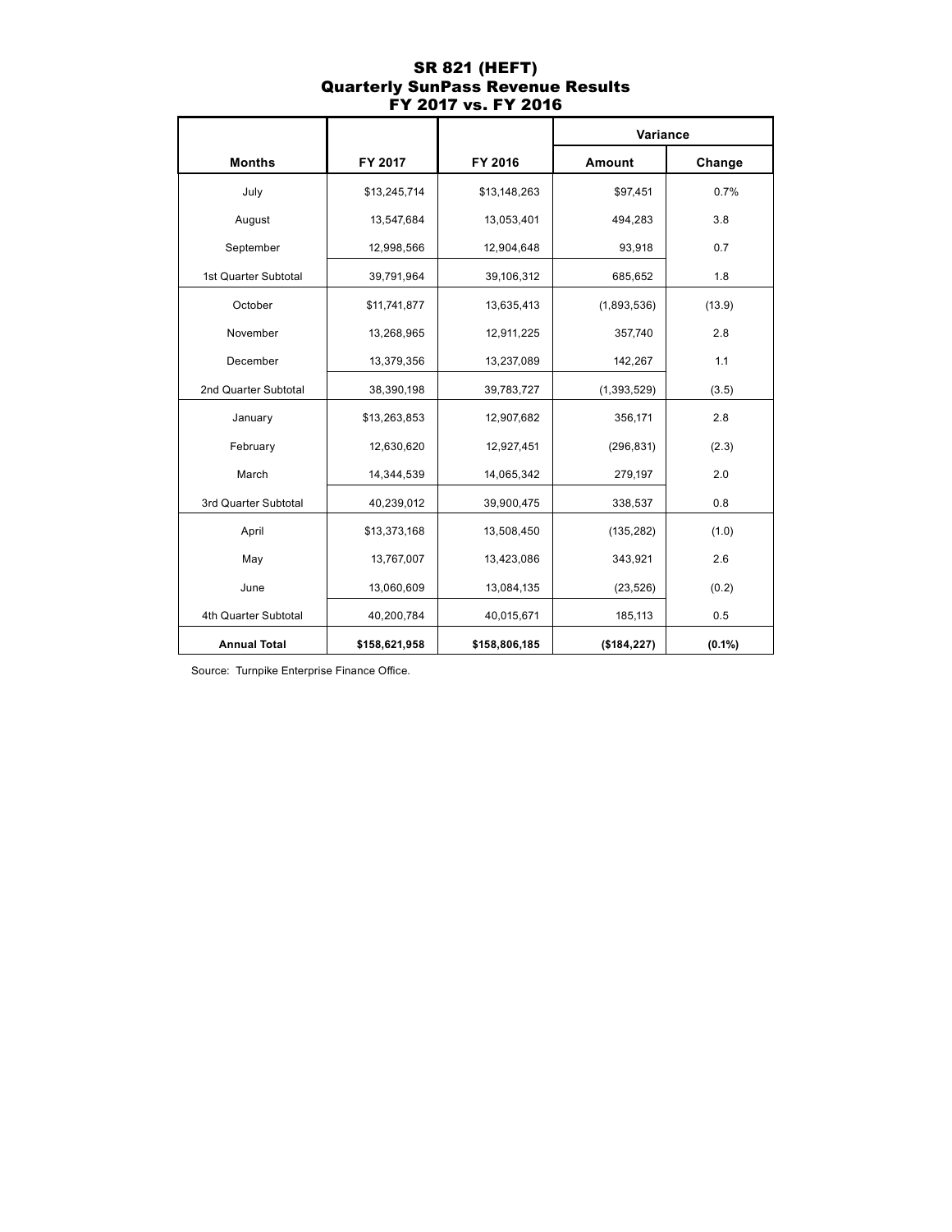# SR 821 (HEFT)
## Quarterly SunPass Revenue Results
## FY 2017 vs. FY 2016

| | | | Variance | |
|---|---|---|---|---|
| **Months** | **FY 2017** | **FY 2016** | **Amount** | **Change** |
| July | $13,245,714 | $13,148,263 | $97,451 | 0.7% |
| August | 13,547,684 | 13,053,401 | 494,283 | 3.8 |
| September | 12,998,566 | 12,904,648 | 93,918 | 0.7 |
| 1st Quarter Subtotal | 39,791,964 | 39,106,312 | 685,652 | 1.8 |
| October | $11,741,877 | 13,635,413 | (1,893,536) | (13.9) |
| November | 13,268,965 | 12,911,225 | 357,740 | 2.8 |
| December | 13,379,356 | 13,237,089 | 142,267 | 1.1 |
| 2nd Quarter Subtotal | 38,390,198 | 39,783,727 | (1,393,529) | (3.5) |
| January | $13,263,853 | 12,907,682 | 356,171 | 2.8 |
| February | 12,630,620 | 12,927,451 | (296,831) | (2.3) |
| March | 14,344,539 | 14,065,342 | 279,197 | 2.0 |
| 3rd Quarter Subtotal | 40,239,012 | 39,900,475 | 338,537 | 0.8 |
| April | $13,373,168 | 13,508,450 | (135,282) | (1.0) |
| May | 13,767,007 | 13,423,086 | 343,921 | 2.6 |
| June | 13,060,609 | 13,084,135 | (23,526) | (0.2) |
| 4th Quarter Subtotal | 40,200,784 | 40,015,671 | 185,113 | 0.5 |
| **Annual Total** | **$158,621,958** | **$158,806,185** | **($184,227)** | **(0.1%)** |

Source: Turnpike Enterprise Finance Office.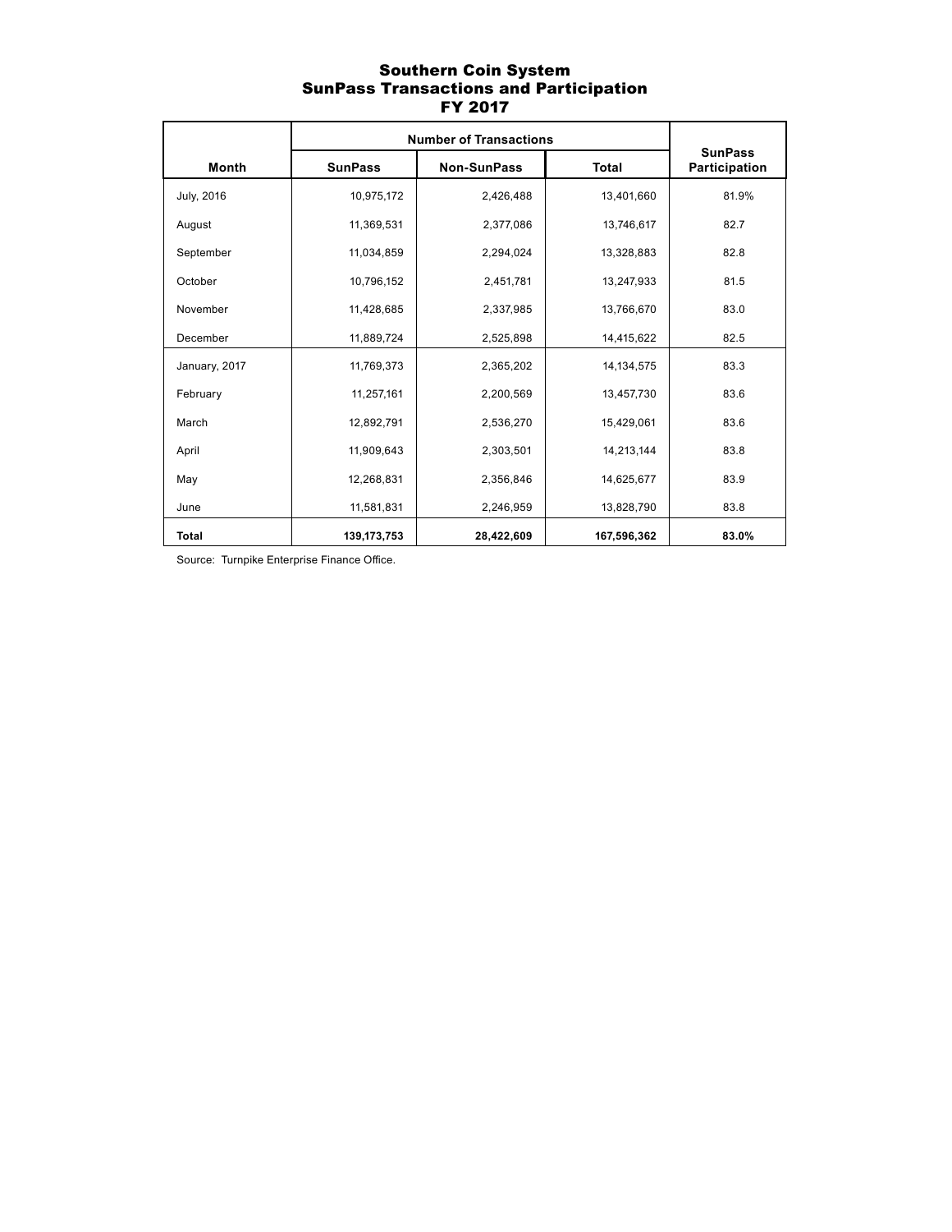# Southern Coin System
## SunPass Transactions and Participation
## FY 2017

| Month | Number of Transactions | | | SunPass Participation |
|---|---|---|---|---|
| | SunPass | Non-SunPass | Total | |
| July, 2016 | 10,975,172 | 2,426,488 | 13,401,660 | 81.9% |
| August | 11,369,531 | 2,377,086 | 13,746,617 | 82.7 |
| September | 11,034,859 | 2,294,024 | 13,328,883 | 82.8 |
| October | 10,796,152 | 2,451,781 | 13,247,933 | 81.5 |
| November | 11,428,685 | 2,337,985 | 13,766,670 | 83.0 |
| December | 11,889,724 | 2,525,898 | 14,415,622 | 82.5 |
| January, 2017 | 11,769,373 | 2,365,202 | 14,134,575 | 83.3 |
| February | 11,257,161 | 2,200,569 | 13,457,730 | 83.6 |
| March | 12,892,791 | 2,536,270 | 15,429,061 | 83.6 |
| April | 11,909,643 | 2,303,501 | 14,213,144 | 83.8 |
| May | 12,268,831 | 2,356,846 | 14,625,677 | 83.9 |
| June | 11,581,831 | 2,246,959 | 13,828,790 | 83.8 |
| **Total** | **139,173,753** | **28,422,609** | **167,596,362** | **83.0%** |

Source: Turnpike Enterprise Finance Office.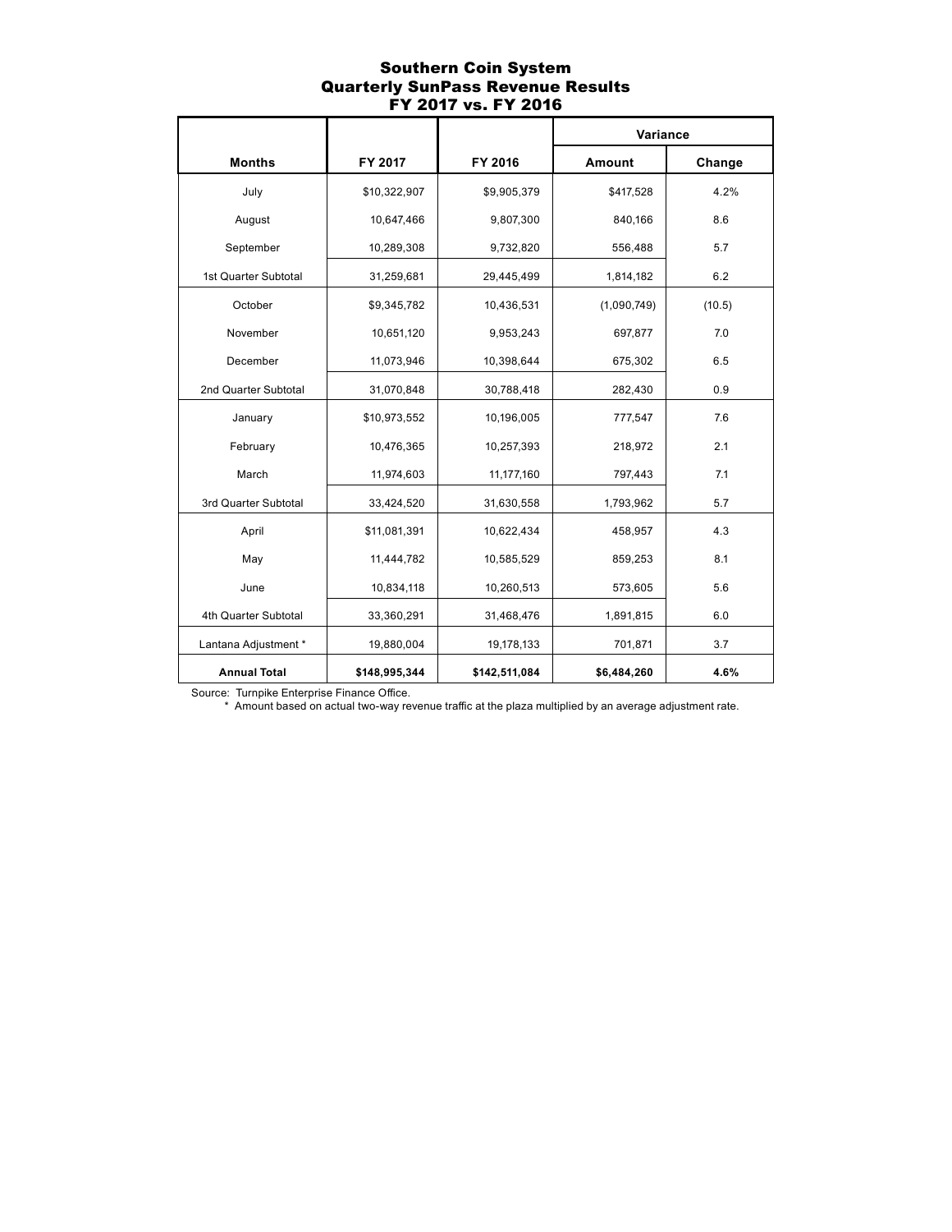# Southern Coin System
## Quarterly SunPass Revenue Results
## FY 2017 vs. FY 2016

| Months | FY 2017 | FY 2016 | Variance | |
|---|---|---|---|---|
| | | | Amount | Change |
| July | $10,322,907 | $9,905,379 | $417,528 | 4.2% |
| August | 10,647,466 | 9,807,300 | 840,166 | 8.6 |
| September | 10,289,308 | 9,732,820 | 556,488 | 5.7 |
| 1st Quarter Subtotal | 31,259,681 | 29,445,499 | 1,814,182 | 6.2 |
| October | $9,345,782 | 10,436,531 | (1,090,749) | (10.5) |
| November | 10,651,120 | 9,953,243 | 697,877 | 7.0 |
| December | 11,073,946 | 10,398,644 | 675,302 | 6.5 |
| 2nd Quarter Subtotal | 31,070,848 | 30,788,418 | 282,430 | 0.9 |
| January | $10,973,552 | 10,196,005 | 777,547 | 7.6 |
| February | 10,476,365 | 10,257,393 | 218,972 | 2.1 |
| March | 11,974,603 | 11,177,160 | 797,443 | 7.1 |
| 3rd Quarter Subtotal | 33,424,520 | 31,630,558 | 1,793,962 | 5.7 |
| April | $11,081,391 | 10,622,434 | 458,957 | 4.3 |
| May | 11,444,782 | 10,585,529 | 859,253 | 8.1 |
| June | 10,834,118 | 10,260,513 | 573,605 | 5.6 |
| 4th Quarter Subtotal | 33,360,291 | 31,468,476 | 1,891,815 | 6.0 |
| Lantana Adjustment * | 19,880,004 | 19,178,133 | 701,871 | 3.7 |
| **Annual Total** | **$148,995,344** | **$142,511,084** | **$6,484,260** | **4.6%** |

Source: Turnpike Enterprise Finance Office.

\* Amount based on actual two-way revenue traffic at the plaza multiplied by an average adjustment rate.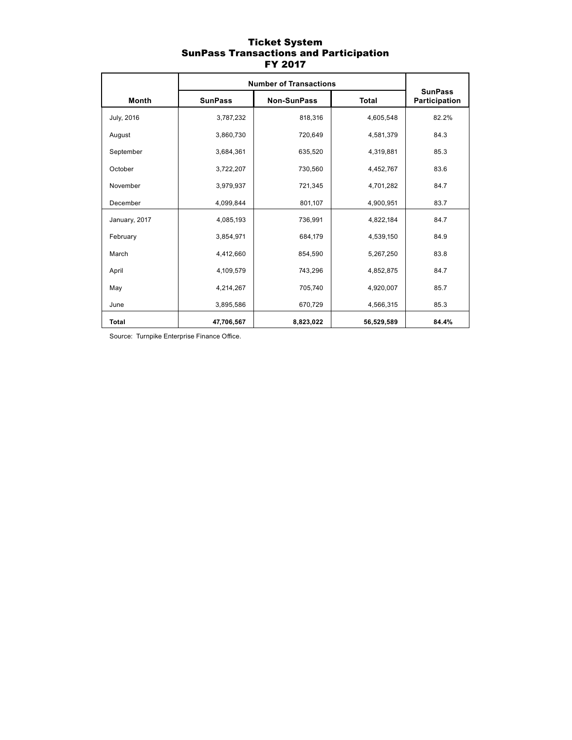# Ticket System
## SunPass Transactions and Participation
## FY 2017

| Month | Number of Transactions | | | SunPass Participation |
|---|---|---|---|---|
| | SunPass | Non-SunPass | Total | |
| July, 2016 | 3,787,232 | 818,316 | 4,605,548 | 82.2% |
| August | 3,860,730 | 720,649 | 4,581,379 | 84.3 |
| September | 3,684,361 | 635,520 | 4,319,881 | 85.3 |
| October | 3,722,207 | 730,560 | 4,452,767 | 83.6 |
| November | 3,979,937 | 721,345 | 4,701,282 | 84.7 |
| December | 4,099,844 | 801,107 | 4,900,951 | 83.7 |
| January, 2017 | 4,085,193 | 736,991 | 4,822,184 | 84.7 |
| February | 3,854,971 | 684,179 | 4,539,150 | 84.9 |
| March | 4,412,660 | 854,590 | 5,267,250 | 83.8 |
| April | 4,109,579 | 743,296 | 4,852,875 | 84.7 |
| May | 4,214,267 | 705,740 | 4,920,007 | 85.7 |
| June | 3,895,586 | 670,729 | 4,566,315 | 85.3 |
| **Total** | **47,706,567** | **8,823,022** | **56,529,589** | **84.4%** |

Source: Turnpike Enterprise Finance Office.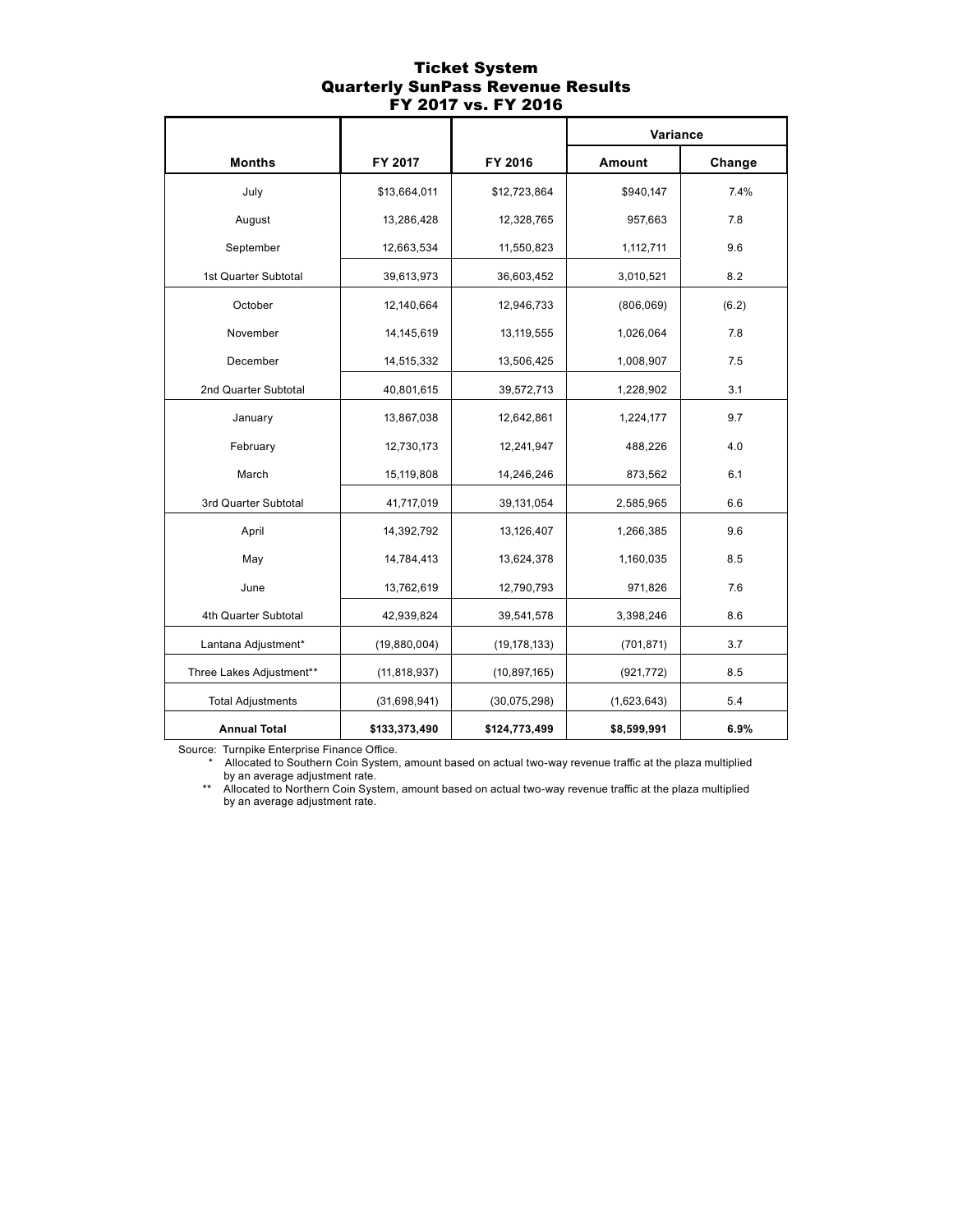# Ticket System
## Quarterly SunPass Revenue Results
## FY 2017 vs. FY 2016

| | | | Variance | |
|---|---|---|---|---|
| **Months** | **FY 2017** | **FY 2016** | **Amount** | **Change** |
| July | $13,664,011 | $12,723,864 | $940,147 | 7.4% |
| August | 13,286,428 | 12,328,765 | 957,663 | 7.8 |
| September | 12,663,534 | 11,550,823 | 1,112,711 | 9.6 |
| 1st Quarter Subtotal | 39,613,973 | 36,603,452 | 3,010,521 | 8.2 |
| October | 12,140,664 | 12,946,733 | (806,069) | (6.2) |
| November | 14,145,619 | 13,119,555 | 1,026,064 | 7.8 |
| December | 14,515,332 | 13,506,425 | 1,008,907 | 7.5 |
| 2nd Quarter Subtotal | 40,801,615 | 39,572,713 | 1,228,902 | 3.1 |
| January | 13,867,038 | 12,642,861 | 1,224,177 | 9.7 |
| February | 12,730,173 | 12,241,947 | 488,226 | 4.0 |
| March | 15,119,808 | 14,246,246 | 873,562 | 6.1 |
| 3rd Quarter Subtotal | 41,717,019 | 39,131,054 | 2,585,965 | 6.6 |
| April | 14,392,792 | 13,126,407 | 1,266,385 | 9.6 |
| May | 14,784,413 | 13,624,378 | 1,160,035 | 8.5 |
| June | 13,762,619 | 12,790,793 | 971,826 | 7.6 |
| 4th Quarter Subtotal | 42,939,824 | 39,541,578 | 3,398,246 | 8.6 |
| Lantana Adjustment* | (19,880,004) | (19,178,133) | (701,871) | 3.7 |
| Three Lakes Adjustment** | (11,818,937) | (10,897,165) | (921,772) | 8.5 |
| Total Adjustments | (31,698,941) | (30,075,298) | (1,623,643) | 5.4 |
| **Annual Total** | **$133,373,490** | **$124,773,499** | **$8,599,991** | **6.9%** |

Source: Turnpike Enterprise Finance Office.

\* Allocated to Southern Coin System, amount based on actual two-way revenue traffic at the plaza multiplied by an average adjustment rate.

\** Allocated to Northern Coin System, amount based on actual two-way revenue traffic at the plaza multiplied by an average adjustment rate.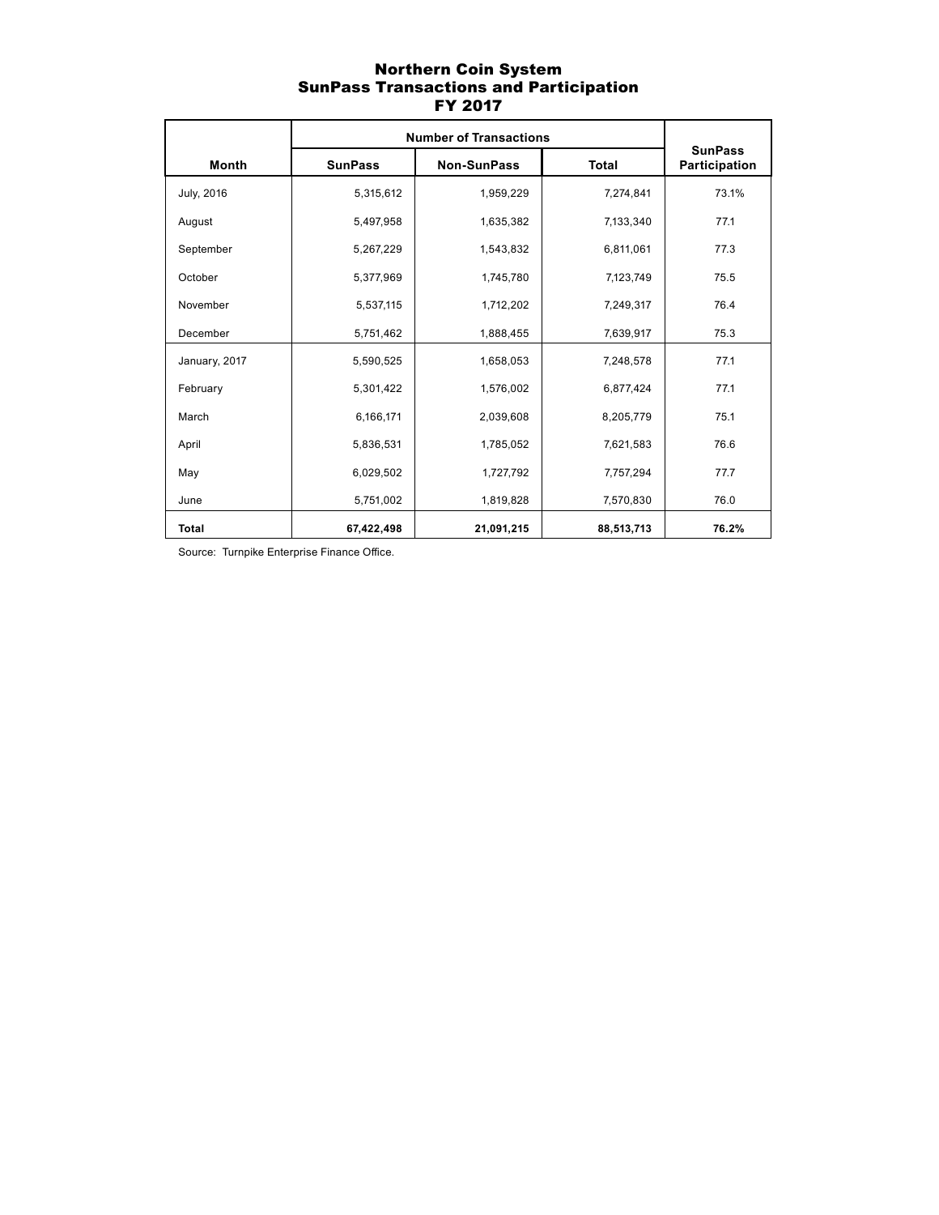# Northern Coin System
## SunPass Transactions and Participation
## FY 2017

| Month | Number of Transactions | | | SunPass Participation |
|---|---|---|---|---|
| | SunPass | Non-SunPass | Total | |
| July, 2016 | 5,315,612 | 1,959,229 | 7,274,841 | 73.1% |
| August | 5,497,958 | 1,635,382 | 7,133,340 | 77.1 |
| September | 5,267,229 | 1,543,832 | 6,811,061 | 77.3 |
| October | 5,377,969 | 1,745,780 | 7,123,749 | 75.5 |
| November | 5,537,115 | 1,712,202 | 7,249,317 | 76.4 |
| December | 5,751,462 | 1,888,455 | 7,639,917 | 75.3 |
| January, 2017 | 5,590,525 | 1,658,053 | 7,248,578 | 77.1 |
| February | 5,301,422 | 1,576,002 | 6,877,424 | 77.1 |
| March | 6,166,171 | 2,039,608 | 8,205,779 | 75.1 |
| April | 5,836,531 | 1,785,052 | 7,621,583 | 76.6 |
| May | 6,029,502 | 1,727,792 | 7,757,294 | 77.7 |
| June | 5,751,002 | 1,819,828 | 7,570,830 | 76.0 |
| **Total** | **67,422,498** | **21,091,215** | **88,513,713** | **76.2%** |

Source: Turnpike Enterprise Finance Office.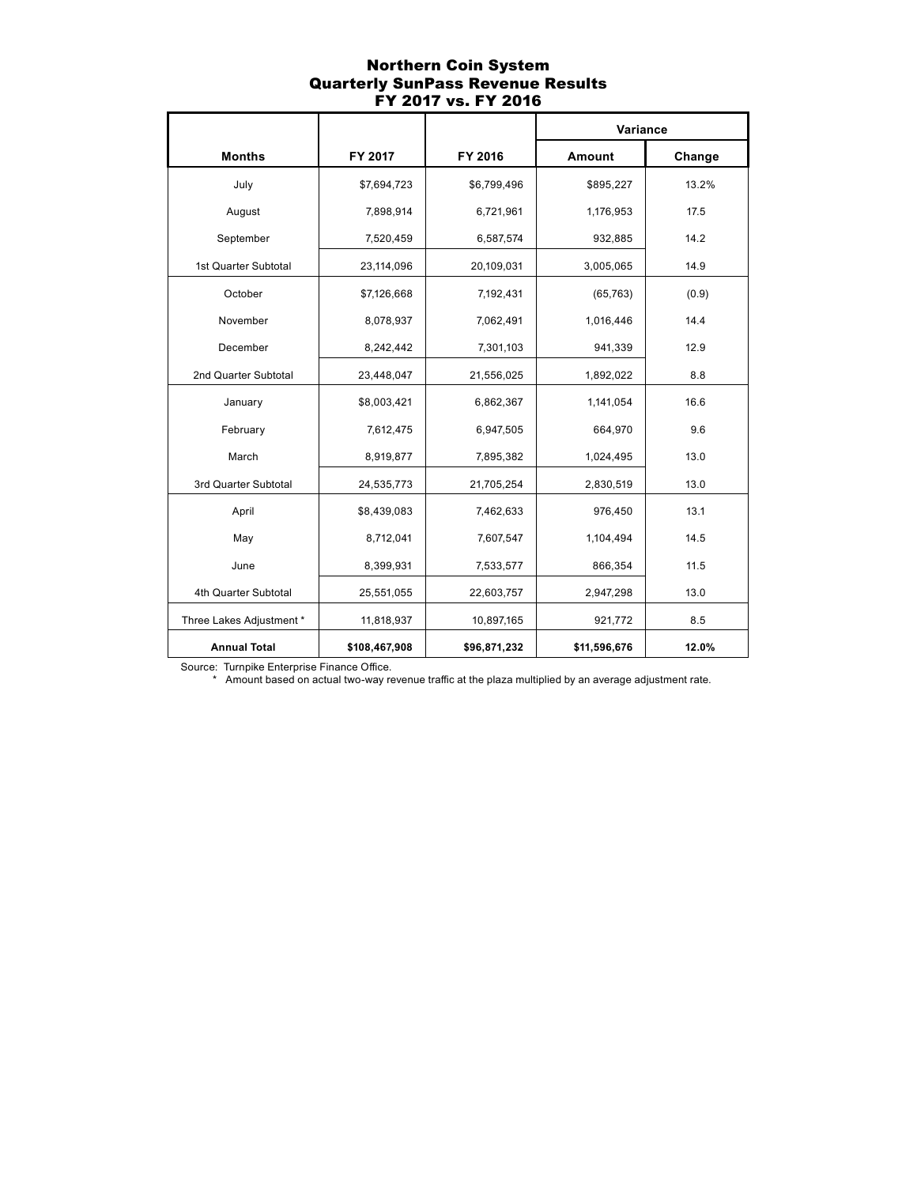# Northern Coin System
## Quarterly SunPass Revenue Results
### FY 2017 vs. FY 2016

| Months | FY 2017 | FY 2016 | Variance | |
|---|---|---|---|---|
| | | | Amount | Change |
| July | $7,694,723 | $6,799,496 | $895,227 | 13.2% |
| August | 7,898,914 | 6,721,961 | 1,176,953 | 17.5 |
| September | 7,520,459 | 6,587,574 | 932,885 | 14.2 |
| 1st Quarter Subtotal | 23,114,096 | 20,109,031 | 3,005,065 | 14.9 |
| October | $7,126,668 | 7,192,431 | (65,763) | (0.9) |
| November | 8,078,937 | 7,062,491 | 1,016,446 | 14.4 |
| December | 8,242,442 | 7,301,103 | 941,339 | 12.9 |
| 2nd Quarter Subtotal | 23,448,047 | 21,556,025 | 1,892,022 | 8.8 |
| January | $8,003,421 | 6,862,367 | 1,141,054 | 16.6 |
| February | 7,612,475 | 6,947,505 | 664,970 | 9.6 |
| March | 8,919,877 | 7,895,382 | 1,024,495 | 13.0 |
| 3rd Quarter Subtotal | 24,535,773 | 21,705,254 | 2,830,519 | 13.0 |
| April | $8,439,083 | 7,462,633 | 976,450 | 13.1 |
| May | 8,712,041 | 7,607,547 | 1,104,494 | 14.5 |
| June | 8,399,931 | 7,533,577 | 866,354 | 11.5 |
| 4th Quarter Subtotal | 25,551,055 | 22,603,757 | 2,947,298 | 13.0 |
| Three Lakes Adjustment * | 11,818,937 | 10,897,165 | 921,772 | 8.5 |
| **Annual Total** | **$108,467,908** | **$96,871,232** | **$11,596,676** | **12.0%** |

Source: Turnpike Enterprise Finance Office.

\* Amount based on actual two-way revenue traffic at the plaza multiplied by an average adjustment rate.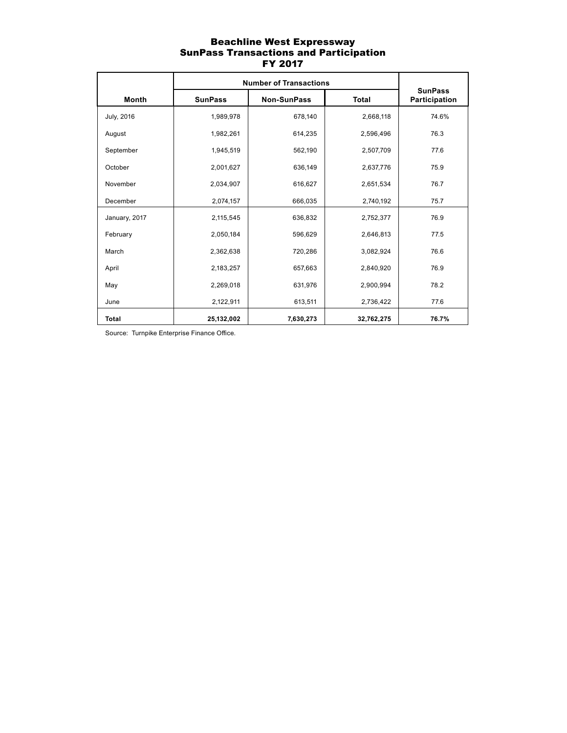# Beachline West Expressway
## SunPass Transactions and Participation
## FY 2017

| Month | Number of Transactions | | | SunPass Participation |
|---|---|---|---|---|
| | SunPass | Non-SunPass | Total | |
| July, 2016 | 1,989,978 | 678,140 | 2,668,118 | 74.6% |
| August | 1,982,261 | 614,235 | 2,596,496 | 76.3 |
| September | 1,945,519 | 562,190 | 2,507,709 | 77.6 |
| October | 2,001,627 | 636,149 | 2,637,776 | 75.9 |
| November | 2,034,907 | 616,627 | 2,651,534 | 76.7 |
| December | 2,074,157 | 666,035 | 2,740,192 | 75.7 |
| January, 2017 | 2,115,545 | 636,832 | 2,752,377 | 76.9 |
| February | 2,050,184 | 596,629 | 2,646,813 | 77.5 |
| March | 2,362,638 | 720,286 | 3,082,924 | 76.6 |
| April | 2,183,257 | 657,663 | 2,840,920 | 76.9 |
| May | 2,269,018 | 631,976 | 2,900,994 | 78.2 |
| June | 2,122,911 | 613,511 | 2,736,422 | 77.6 |
| **Total** | **25,132,002** | **7,630,273** | **32,762,275** | **76.7%** |

Source: Turnpike Enterprise Finance Office.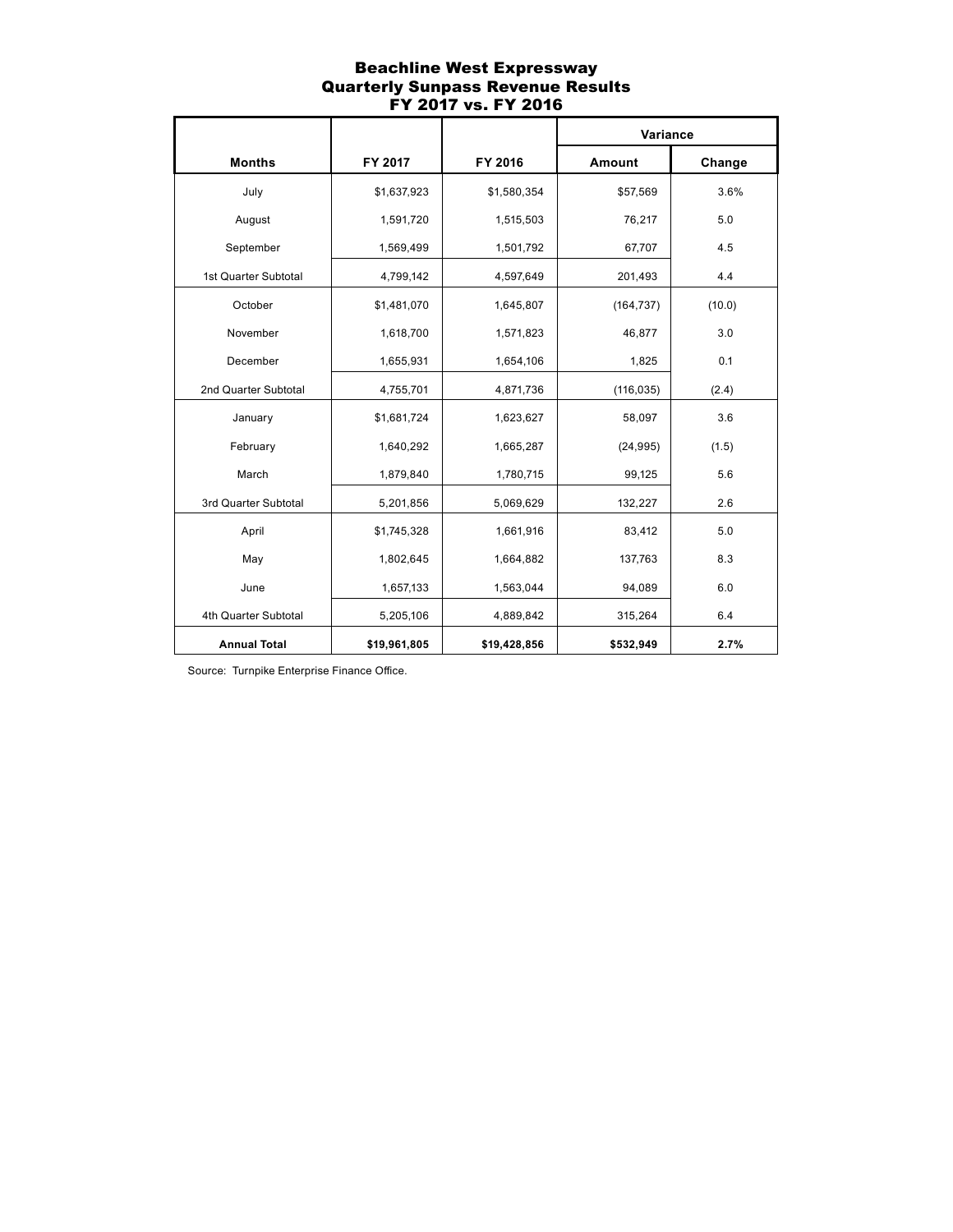# Beachline West Expressway
## Quarterly Sunpass Revenue Results
## FY 2017 vs. FY 2016

| | | | Variance | |
|---|---|---|---|---|
| **Months** | **FY 2017** | **FY 2016** | **Amount** | **Change** |
| July | $1,637,923 | $1,580,354 | $57,569 | 3.6% |
| August | 1,591,720 | 1,515,503 | 76,217 | 5.0 |
| September | 1,569,499 | 1,501,792 | 67,707 | 4.5 |
| 1st Quarter Subtotal | 4,799,142 | 4,597,649 | 201,493 | 4.4 |
| October | $1,481,070 | 1,645,807 | (164,737) | (10.0) |
| November | 1,618,700 | 1,571,823 | 46,877 | 3.0 |
| December | 1,655,931 | 1,654,106 | 1,825 | 0.1 |
| 2nd Quarter Subtotal | 4,755,701 | 4,871,736 | (116,035) | (2.4) |
| January | $1,681,724 | 1,623,627 | 58,097 | 3.6 |
| February | 1,640,292 | 1,665,287 | (24,995) | (1.5) |
| March | 1,879,840 | 1,780,715 | 99,125 | 5.6 |
| 3rd Quarter Subtotal | 5,201,856 | 5,069,629 | 132,227 | 2.6 |
| April | $1,745,328 | 1,661,916 | 83,412 | 5.0 |
| May | 1,802,645 | 1,664,882 | 137,763 | 8.3 |
| June | 1,657,133 | 1,563,044 | 94,089 | 6.0 |
| 4th Quarter Subtotal | 5,205,106 | 4,889,842 | 315,264 | 6.4 |
| **Annual Total** | **$19,961,805** | **$19,428,856** | **$532,949** | **2.7%** |

Source: Turnpike Enterprise Finance Office.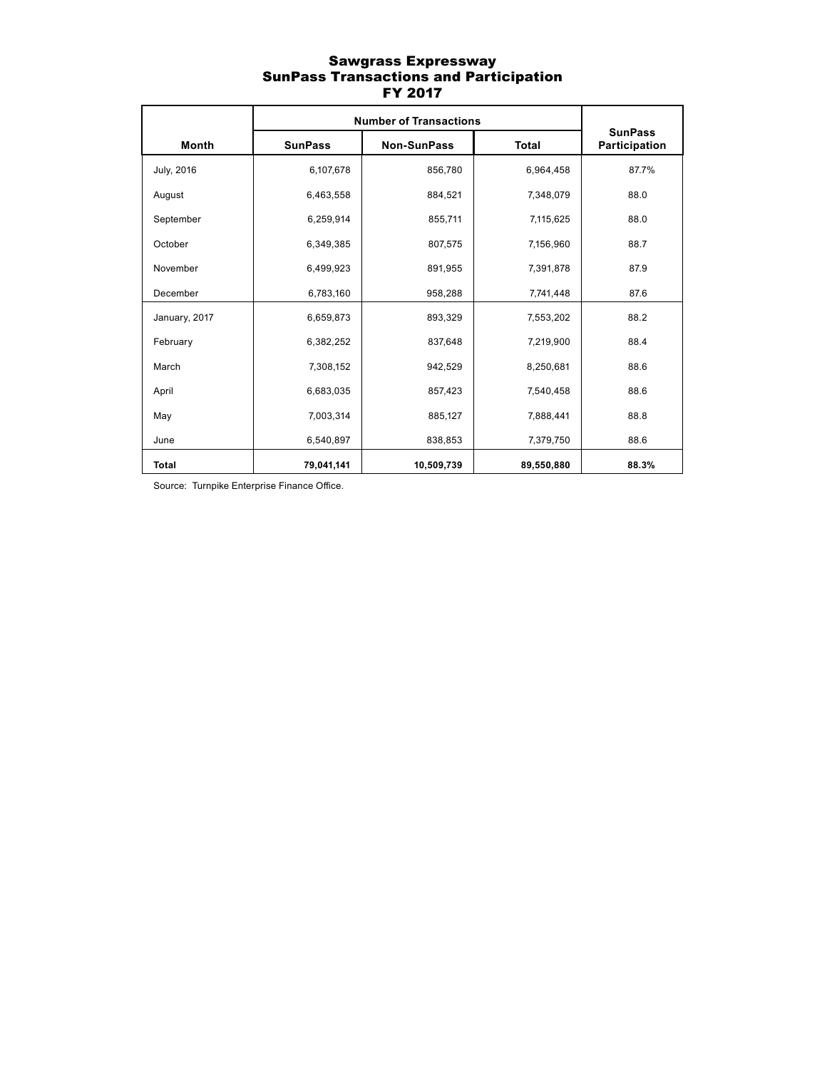# Sawgrass Expressway
## SunPass Transactions and Participation
## FY 2017

| Month | Number of Transactions | | | SunPass Participation |
|---|---|---|---|---|
| | SunPass | Non-SunPass | Total | |
| July, 2016 | 6,107,678 | 856,780 | 6,964,458 | 87.7% |
| August | 6,463,558 | 884,521 | 7,348,079 | 88.0 |
| September | 6,259,914 | 855,711 | 7,115,625 | 88.0 |
| October | 6,349,385 | 807,575 | 7,156,960 | 88.7 |
| November | 6,499,923 | 891,955 | 7,391,878 | 87.9 |
| December | 6,783,160 | 958,288 | 7,741,448 | 87.6 |
| January, 2017 | 6,659,873 | 893,329 | 7,553,202 | 88.2 |
| February | 6,382,252 | 837,648 | 7,219,900 | 88.4 |
| March | 7,308,152 | 942,529 | 8,250,681 | 88.6 |
| April | 6,683,035 | 857,423 | 7,540,458 | 88.6 |
| May | 7,003,314 | 885,127 | 7,888,441 | 88.8 |
| June | 6,540,897 | 838,853 | 7,379,750 | 88.6 |
| **Total** | **79,041,141** | **10,509,739** | **89,550,880** | **88.3%** |

Source: Turnpike Enterprise Finance Office.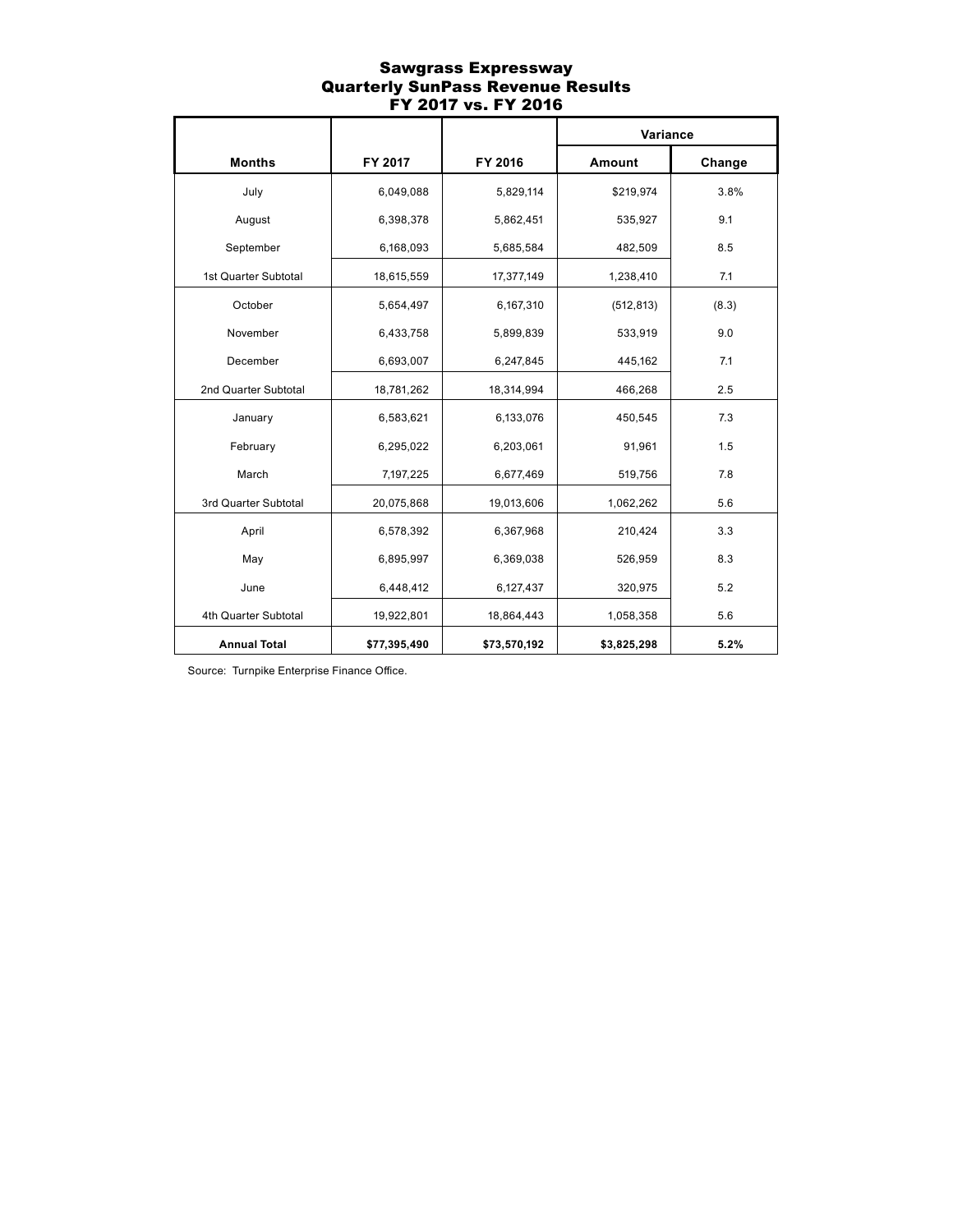# Sawgrass Expressway
## Quarterly SunPass Revenue Results
## FY 2017 vs. FY 2016

| Months | FY 2017 | FY 2016 | Variance | |
|---|---|---|---|---|
| | | | Amount | Change |
| July | 6,049,088 | 5,829,114 | $219,974 | 3.8% |
| August | 6,398,378 | 5,862,451 | 535,927 | 9.1 |
| September | 6,168,093 | 5,685,584 | 482,509 | 8.5 |
| 1st Quarter Subtotal | 18,615,559 | 17,377,149 | 1,238,410 | 7.1 |
| October | 5,654,497 | 6,167,310 | (512,813) | (8.3) |
| November | 6,433,758 | 5,899,839 | 533,919 | 9.0 |
| December | 6,693,007 | 6,247,845 | 445,162 | 7.1 |
| 2nd Quarter Subtotal | 18,781,262 | 18,314,994 | 466,268 | 2.5 |
| January | 6,583,621 | 6,133,076 | 450,545 | 7.3 |
| February | 6,295,022 | 6,203,061 | 91,961 | 1.5 |
| March | 7,197,225 | 6,677,469 | 519,756 | 7.8 |
| 3rd Quarter Subtotal | 20,075,868 | 19,013,606 | 1,062,262 | 5.6 |
| April | 6,578,392 | 6,367,968 | 210,424 | 3.3 |
| May | 6,895,997 | 6,369,038 | 526,959 | 8.3 |
| June | 6,448,412 | 6,127,437 | 320,975 | 5.2 |
| 4th Quarter Subtotal | 19,922,801 | 18,864,443 | 1,058,358 | 5.6 |
| **Annual Total** | **$77,395,490** | **$73,570,192** | **$3,825,298** | **5.2%** |

Source: Turnpike Enterprise Finance Office.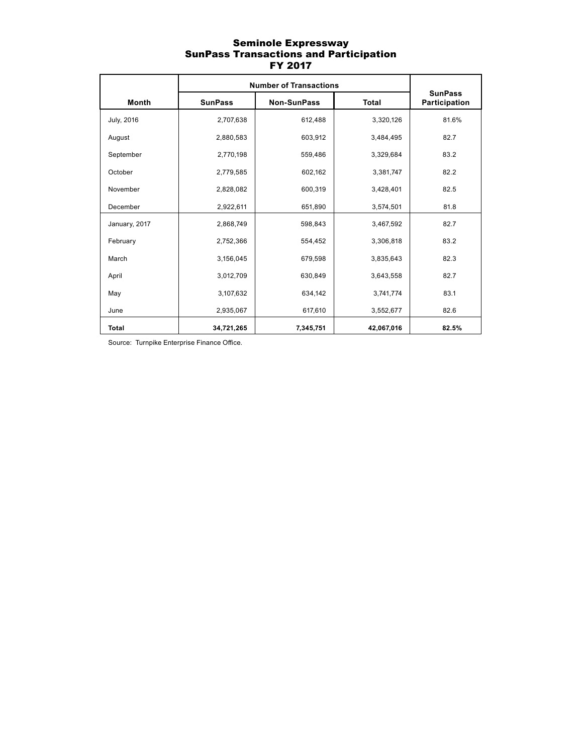# Seminole Expressway
## SunPass Transactions and Participation
## FY 2017

| Month | Number of Transactions | | | SunPass Participation |
|---|---|---|---|---|
| | SunPass | Non-SunPass | Total | |
| July, 2016 | 2,707,638 | 612,488 | 3,320,126 | 81.6% |
| August | 2,880,583 | 603,912 | 3,484,495 | 82.7 |
| September | 2,770,198 | 559,486 | 3,329,684 | 83.2 |
| October | 2,779,585 | 602,162 | 3,381,747 | 82.2 |
| November | 2,828,082 | 600,319 | 3,428,401 | 82.5 |
| December | 2,922,611 | 651,890 | 3,574,501 | 81.8 |
| January, 2017 | 2,868,749 | 598,843 | 3,467,592 | 82.7 |
| February | 2,752,366 | 554,452 | 3,306,818 | 83.2 |
| March | 3,156,045 | 679,598 | 3,835,643 | 82.3 |
| April | 3,012,709 | 630,849 | 3,643,558 | 82.7 |
| May | 3,107,632 | 634,142 | 3,741,774 | 83.1 |
| June | 2,935,067 | 617,610 | 3,552,677 | 82.6 |
| **Total** | **34,721,265** | **7,345,751** | **42,067,016** | **82.5%** |

Source: Turnpike Enterprise Finance Office.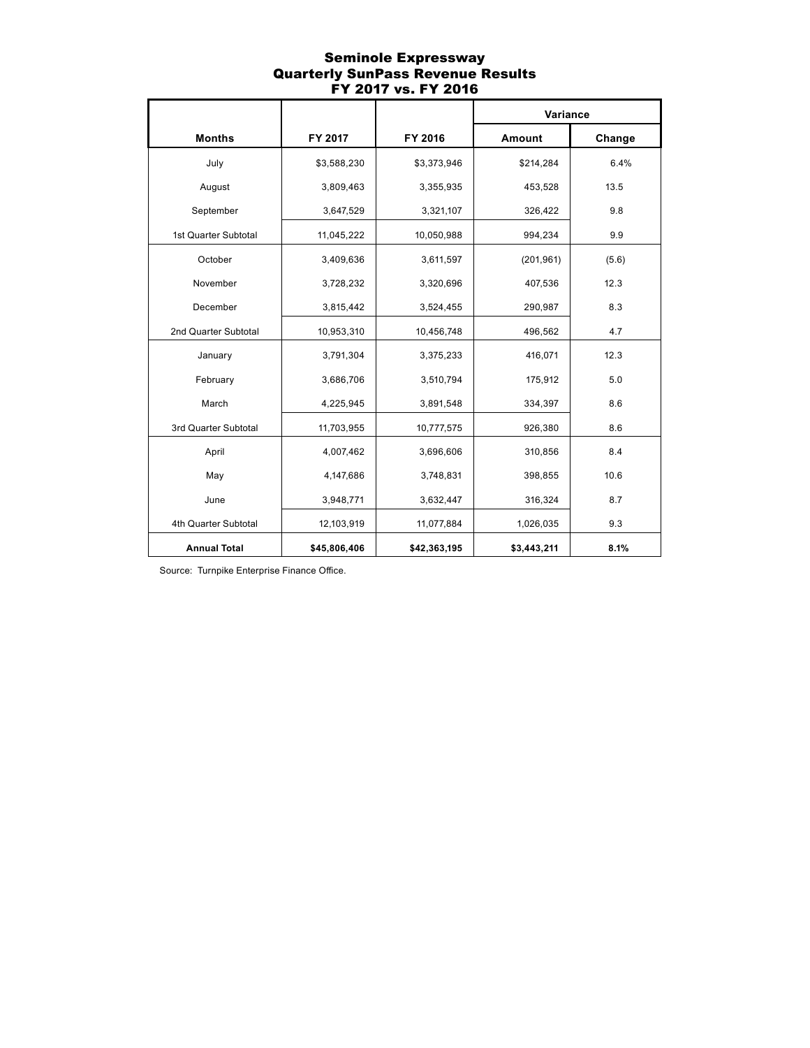# Seminole Expressway
## Quarterly SunPass Revenue Results
## FY 2017 vs. FY 2016

| Months | FY 2017 | FY 2016 | Variance | |
|---|---|---|---|---|
| | | | Amount | Change |
| July | $3,588,230 | $3,373,946 | $214,284 | 6.4% |
| August | 3,809,463 | 3,355,935 | 453,528 | 13.5 |
| September | 3,647,529 | 3,321,107 | 326,422 | 9.8 |
| 1st Quarter Subtotal | 11,045,222 | 10,050,988 | 994,234 | 9.9 |
| October | 3,409,636 | 3,611,597 | (201,961) | (5.6) |
| November | 3,728,232 | 3,320,696 | 407,536 | 12.3 |
| December | 3,815,442 | 3,524,455 | 290,987 | 8.3 |
| 2nd Quarter Subtotal | 10,953,310 | 10,456,748 | 496,562 | 4.7 |
| January | 3,791,304 | 3,375,233 | 416,071 | 12.3 |
| February | 3,686,706 | 3,510,794 | 175,912 | 5.0 |
| March | 4,225,945 | 3,891,548 | 334,397 | 8.6 |
| 3rd Quarter Subtotal | 11,703,955 | 10,777,575 | 926,380 | 8.6 |
| April | 4,007,462 | 3,696,606 | 310,856 | 8.4 |
| May | 4,147,686 | 3,748,831 | 398,855 | 10.6 |
| June | 3,948,771 | 3,632,447 | 316,324 | 8.7 |
| 4th Quarter Subtotal | 12,103,919 | 11,077,884 | 1,026,035 | 9.3 |
| **Annual Total** | **$45,806,406** | **$42,363,195** | **$3,443,211** | **8.1%** |

Source: Turnpike Enterprise Finance Office.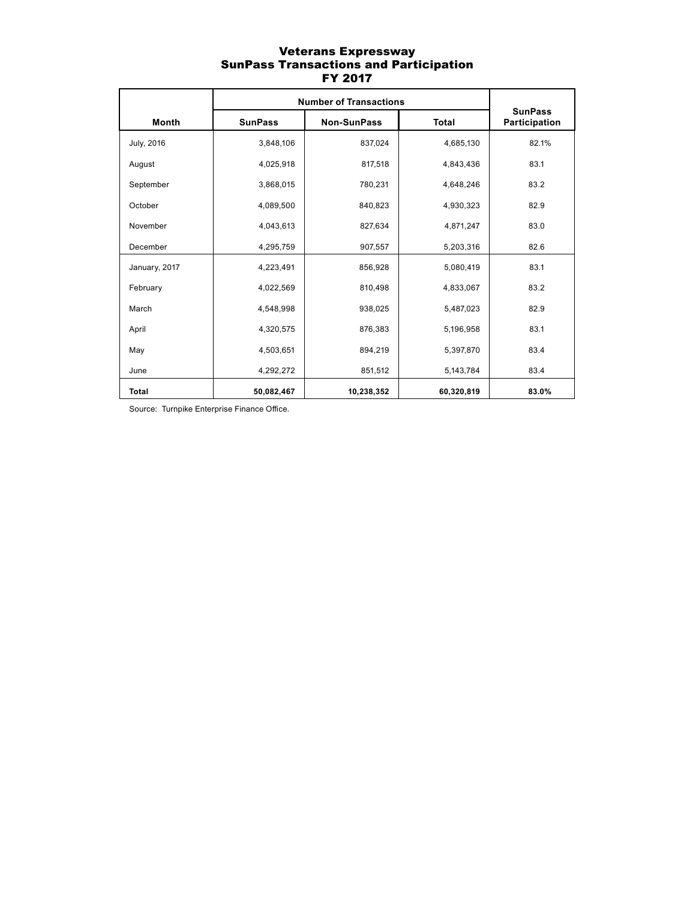# Veterans Expressway
## SunPass Transactions and Participation
## FY 2017

| Month | Number of Transactions | | | SunPass Participation |
|---|---|---|---|---|
| | SunPass | Non-SunPass | Total | |
| July, 2016 | 3,848,106 | 837,024 | 4,685,130 | 82.1% |
| August | 4,025,918 | 817,518 | 4,843,436 | 83.1 |
| September | 3,868,015 | 780,231 | 4,648,246 | 83.2 |
| October | 4,089,500 | 840,823 | 4,930,323 | 82.9 |
| November | 4,043,613 | 827,634 | 4,871,247 | 83.0 |
| December | 4,295,759 | 907,557 | 5,203,316 | 82.6 |
| January, 2017 | 4,223,491 | 856,928 | 5,080,419 | 83.1 |
| February | 4,022,569 | 810,498 | 4,833,067 | 83.2 |
| March | 4,548,998 | 938,025 | 5,487,023 | 82.9 |
| April | 4,320,575 | 876,383 | 5,196,958 | 83.1 |
| May | 4,503,651 | 894,219 | 5,397,870 | 83.4 |
| June | 4,292,272 | 851,512 | 5,143,784 | 83.4 |
| **Total** | **50,082,467** | **10,238,352** | **60,320,819** | **83.0%** |

Source: Turnpike Enterprise Finance Office.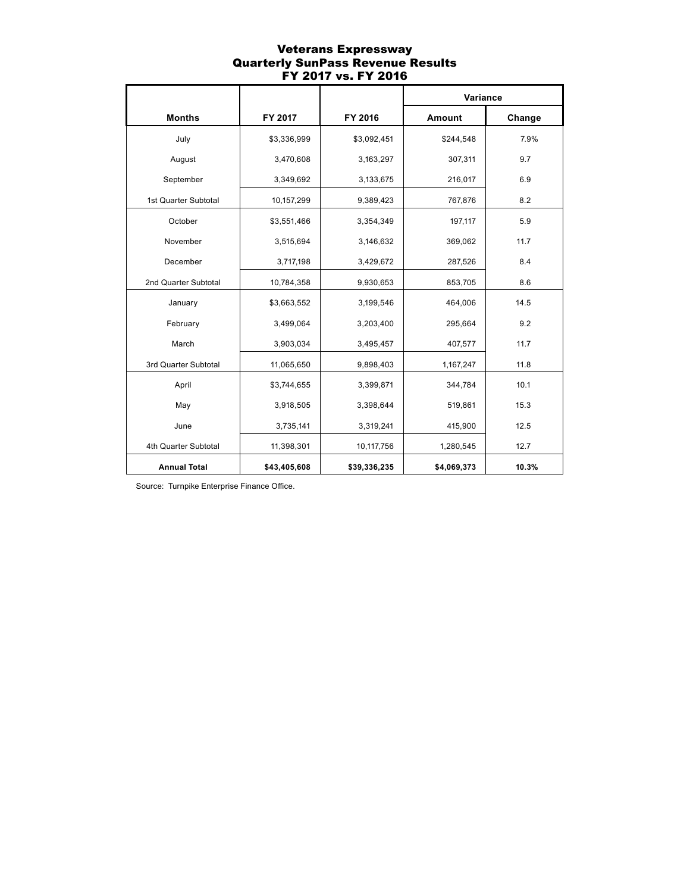# Veterans Expressway
## Quarterly SunPass Revenue Results
## FY 2017 vs. FY 2016

| | | | Variance | |
|---|---|---|---|---|
| **Months** | **FY 2017** | **FY 2016** | **Amount** | **Change** |
| July | $3,336,999 | $3,092,451 | $244,548 | 7.9% |
| August | 3,470,608 | 3,163,297 | 307,311 | 9.7 |
| September | 3,349,692 | 3,133,675 | 216,017 | 6.9 |
| 1st Quarter Subtotal | 10,157,299 | 9,389,423 | 767,876 | 8.2 |
| October | $3,551,466 | 3,354,349 | 197,117 | 5.9 |
| November | 3,515,694 | 3,146,632 | 369,062 | 11.7 |
| December | 3,717,198 | 3,429,672 | 287,526 | 8.4 |
| 2nd Quarter Subtotal | 10,784,358 | 9,930,653 | 853,705 | 8.6 |
| January | $3,663,552 | 3,199,546 | 464,006 | 14.5 |
| February | 3,499,064 | 3,203,400 | 295,664 | 9.2 |
| March | 3,903,034 | 3,495,457 | 407,577 | 11.7 |
| 3rd Quarter Subtotal | 11,065,650 | 9,898,403 | 1,167,247 | 11.8 |
| April | $3,744,655 | 3,399,871 | 344,784 | 10.1 |
| May | 3,918,505 | 3,398,644 | 519,861 | 15.3 |
| June | 3,735,141 | 3,319,241 | 415,900 | 12.5 |
| 4th Quarter Subtotal | 11,398,301 | 10,117,756 | 1,280,545 | 12.7 |
| **Annual Total** | **$43,405,608** | **$39,336,235** | **$4,069,373** | **10.3%** |

Source: Turnpike Enterprise Finance Office.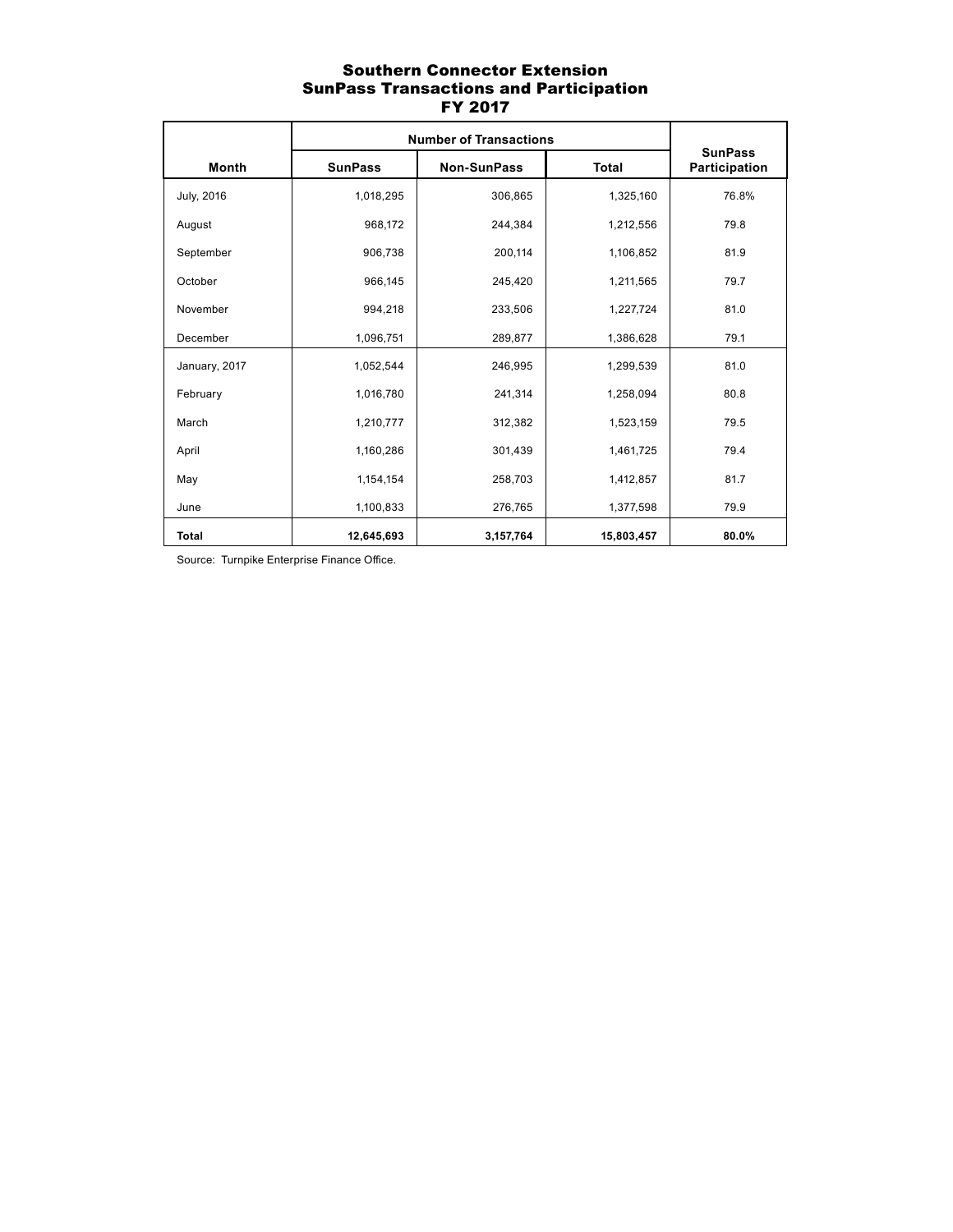# Southern Connector Extension
## SunPass Transactions and Participation
## FY 2017

| Month | Number of Transactions | | | SunPass Participation |
|---|---|---|---|---|
| | SunPass | Non-SunPass | Total | |
| July, 2016 | 1,018,295 | 306,865 | 1,325,160 | 76.8% |
| August | 968,172 | 244,384 | 1,212,556 | 79.8 |
| September | 906,738 | 200,114 | 1,106,852 | 81.9 |
| October | 966,145 | 245,420 | 1,211,565 | 79.7 |
| November | 994,218 | 233,506 | 1,227,724 | 81.0 |
| December | 1,096,751 | 289,877 | 1,386,628 | 79.1 |
| January, 2017 | 1,052,544 | 246,995 | 1,299,539 | 81.0 |
| February | 1,016,780 | 241,314 | 1,258,094 | 80.8 |
| March | 1,210,777 | 312,382 | 1,523,159 | 79.5 |
| April | 1,160,286 | 301,439 | 1,461,725 | 79.4 |
| May | 1,154,154 | 258,703 | 1,412,857 | 81.7 |
| June | 1,100,833 | 276,765 | 1,377,598 | 79.9 |
| **Total** | **12,645,693** | **3,157,764** | **15,803,457** | **80.0%** |

Source: Turnpike Enterprise Finance Office.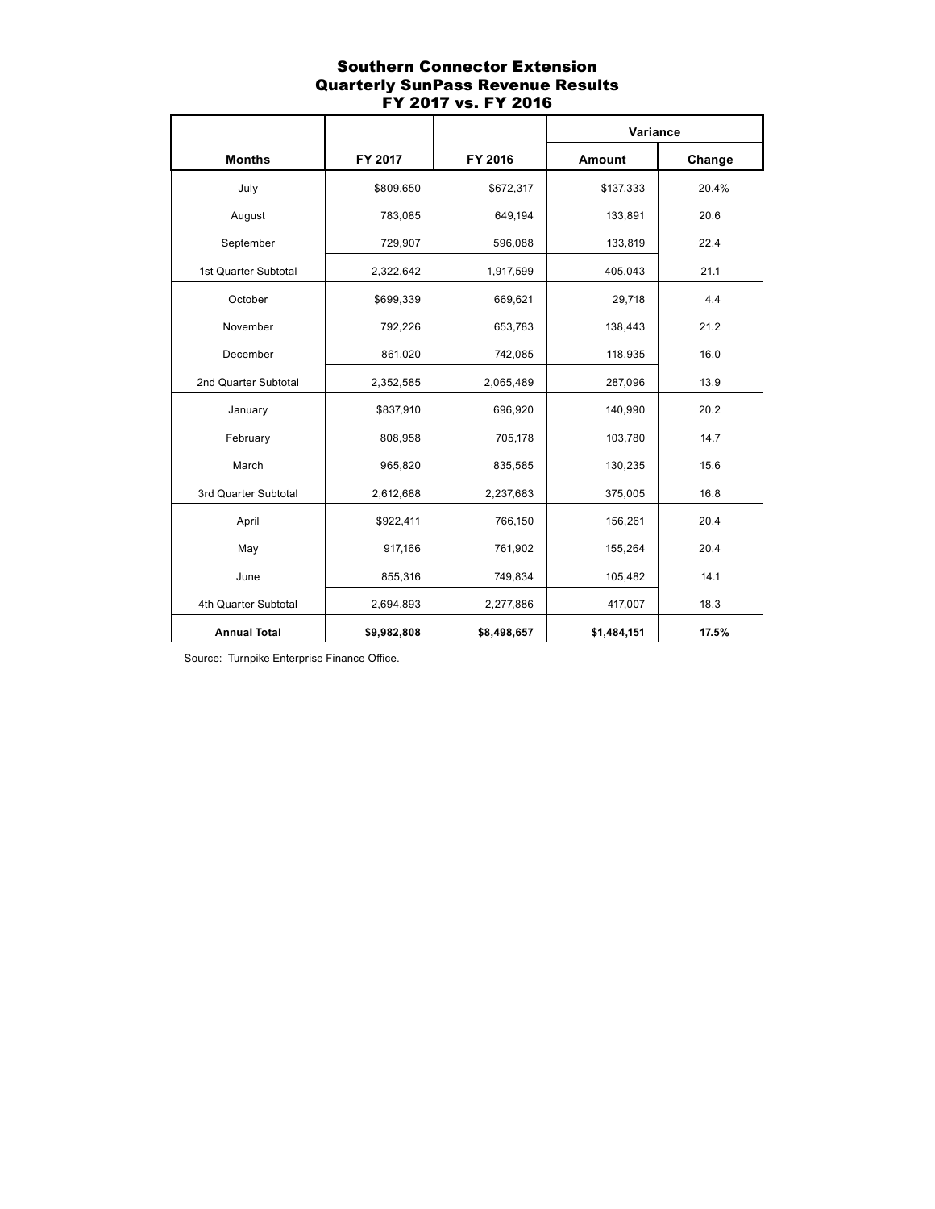# Southern Connector Extension
## Quarterly SunPass Revenue Results
## FY 2017 vs. FY 2016

| Months | FY 2017 | FY 2016 | Variance | |
|---|---|---|---|---|
| | | | Amount | Change |
| July | $809,650 | $672,317 | $137,333 | 20.4% |
| August | 783,085 | 649,194 | 133,891 | 20.6 |
| September | 729,907 | 596,088 | 133,819 | 22.4 |
| 1st Quarter Subtotal | 2,322,642 | 1,917,599 | 405,043 | 21.1 |
| October | $699,339 | 669,621 | 29,718 | 4.4 |
| November | 792,226 | 653,783 | 138,443 | 21.2 |
| December | 861,020 | 742,085 | 118,935 | 16.0 |
| 2nd Quarter Subtotal | 2,352,585 | 2,065,489 | 287,096 | 13.9 |
| January | $837,910 | 696,920 | 140,990 | 20.2 |
| February | 808,958 | 705,178 | 103,780 | 14.7 |
| March | 965,820 | 835,585 | 130,235 | 15.6 |
| 3rd Quarter Subtotal | 2,612,688 | 2,237,683 | 375,005 | 16.8 |
| April | $922,411 | 766,150 | 156,261 | 20.4 |
| May | 917,166 | 761,902 | 155,264 | 20.4 |
| June | 855,316 | 749,834 | 105,482 | 14.1 |
| 4th Quarter Subtotal | 2,694,893 | 2,277,886 | 417,007 | 18.3 |
| **Annual Total** | **$9,982,808** | **$8,498,657** | **$1,484,151** | **17.5%** |

Source: Turnpike Enterprise Finance Office.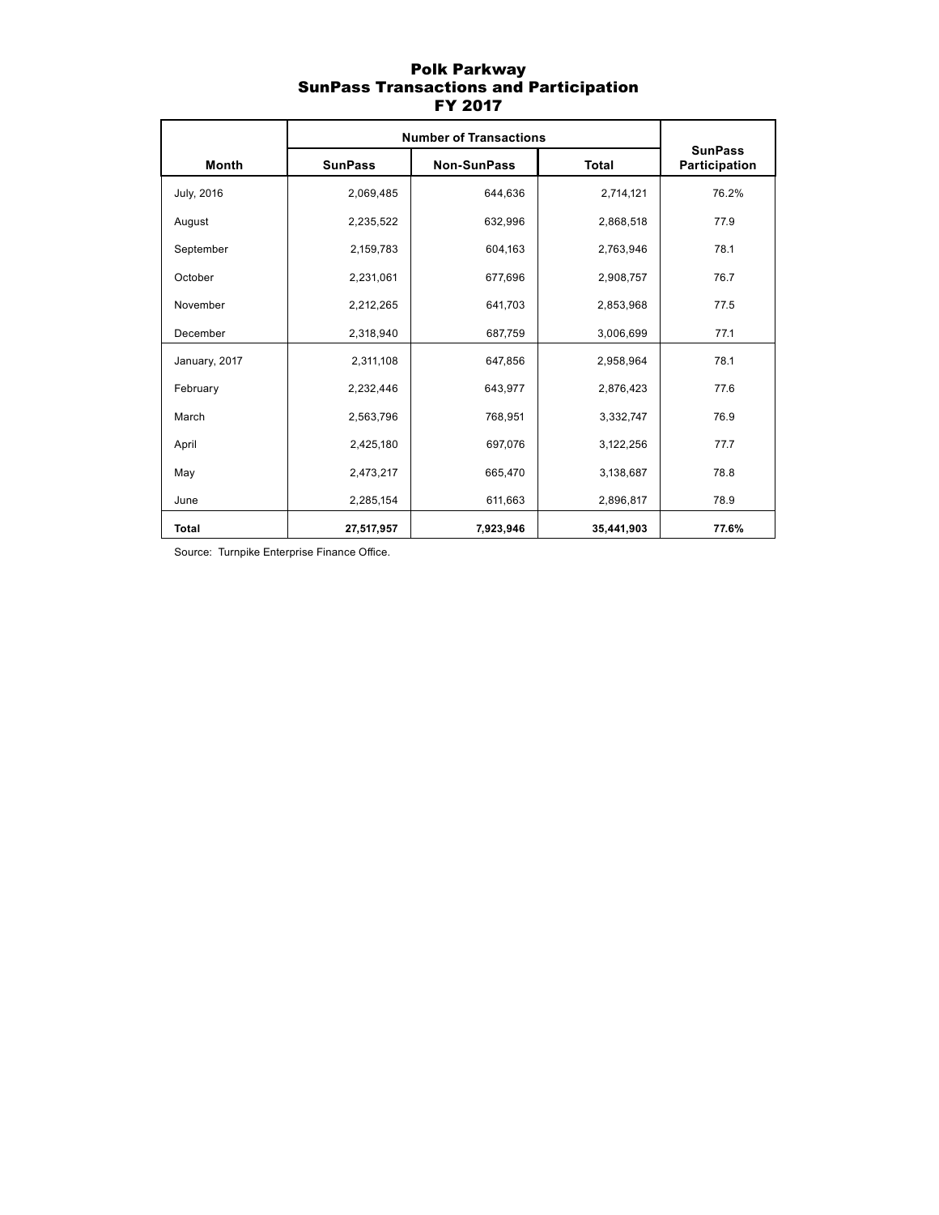# Polk Parkway
## SunPass Transactions and Participation
## FY 2017

| Month | Number of Transactions | | | SunPass Participation |
|---|---|---|---|---|
| | SunPass | Non-SunPass | Total | |
| July, 2016 | 2,069,485 | 644,636 | 2,714,121 | 76.2% |
| August | 2,235,522 | 632,996 | 2,868,518 | 77.9 |
| September | 2,159,783 | 604,163 | 2,763,946 | 78.1 |
| October | 2,231,061 | 677,696 | 2,908,757 | 76.7 |
| November | 2,212,265 | 641,703 | 2,853,968 | 77.5 |
| December | 2,318,940 | 687,759 | 3,006,699 | 77.1 |
| January, 2017 | 2,311,108 | 647,856 | 2,958,964 | 78.1 |
| February | 2,232,446 | 643,977 | 2,876,423 | 77.6 |
| March | 2,563,796 | 768,951 | 3,332,747 | 76.9 |
| April | 2,425,180 | 697,076 | 3,122,256 | 77.7 |
| May | 2,473,217 | 665,470 | 3,138,687 | 78.8 |
| June | 2,285,154 | 611,663 | 2,896,817 | 78.9 |
| **Total** | **27,517,957** | **7,923,946** | **35,441,903** | **77.6%** |

Source: Turnpike Enterprise Finance Office.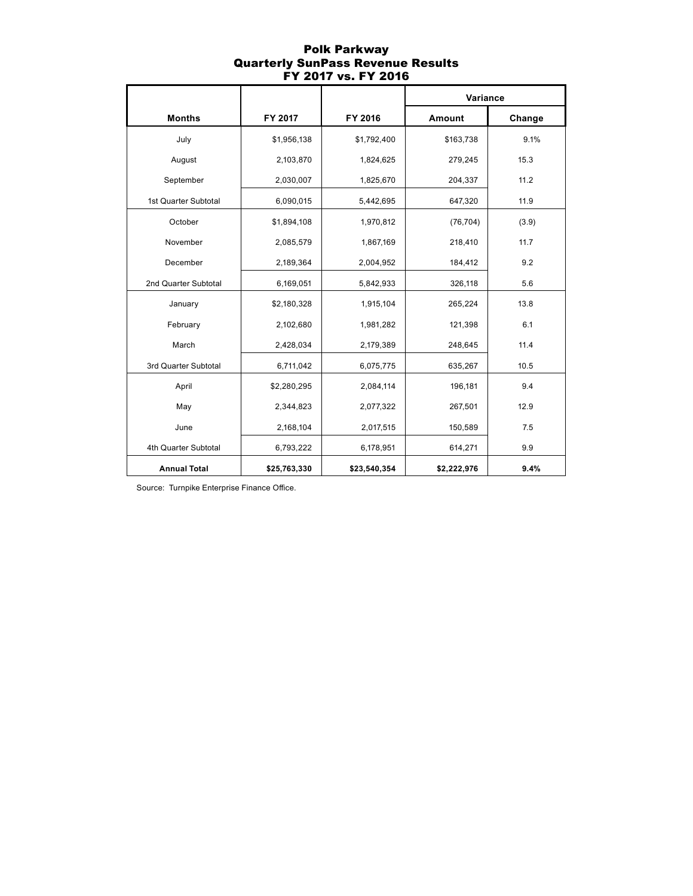# Polk Parkway
## Quarterly SunPass Revenue Results
## FY 2017 vs. FY 2016

| | | | Variance | |
|---|---|---|---|---|
| **Months** | **FY 2017** | **FY 2016** | **Amount** | **Change** |
| July | $1,956,138 | $1,792,400 | $163,738 | 9.1% |
| August | 2,103,870 | 1,824,625 | 279,245 | 15.3 |
| September | 2,030,007 | 1,825,670 | 204,337 | 11.2 |
| 1st Quarter Subtotal | 6,090,015 | 5,442,695 | 647,320 | 11.9 |
| October | $1,894,108 | 1,970,812 | (76,704) | (3.9) |
| November | 2,085,579 | 1,867,169 | 218,410 | 11.7 |
| December | 2,189,364 | 2,004,952 | 184,412 | 9.2 |
| 2nd Quarter Subtotal | 6,169,051 | 5,842,933 | 326,118 | 5.6 |
| January | $2,180,328 | 1,915,104 | 265,224 | 13.8 |
| February | 2,102,680 | 1,981,282 | 121,398 | 6.1 |
| March | 2,428,034 | 2,179,389 | 248,645 | 11.4 |
| 3rd Quarter Subtotal | 6,711,042 | 6,075,775 | 635,267 | 10.5 |
| April | $2,280,295 | 2,084,114 | 196,181 | 9.4 |
| May | 2,344,823 | 2,077,322 | 267,501 | 12.9 |
| June | 2,168,104 | 2,017,515 | 150,589 | 7.5 |
| 4th Quarter Subtotal | 6,793,222 | 6,178,951 | 614,271 | 9.9 |
| **Annual Total** | **$25,763,330** | **$23,540,354** | **$2,222,976** | **9.4%** |

Source: Turnpike Enterprise Finance Office.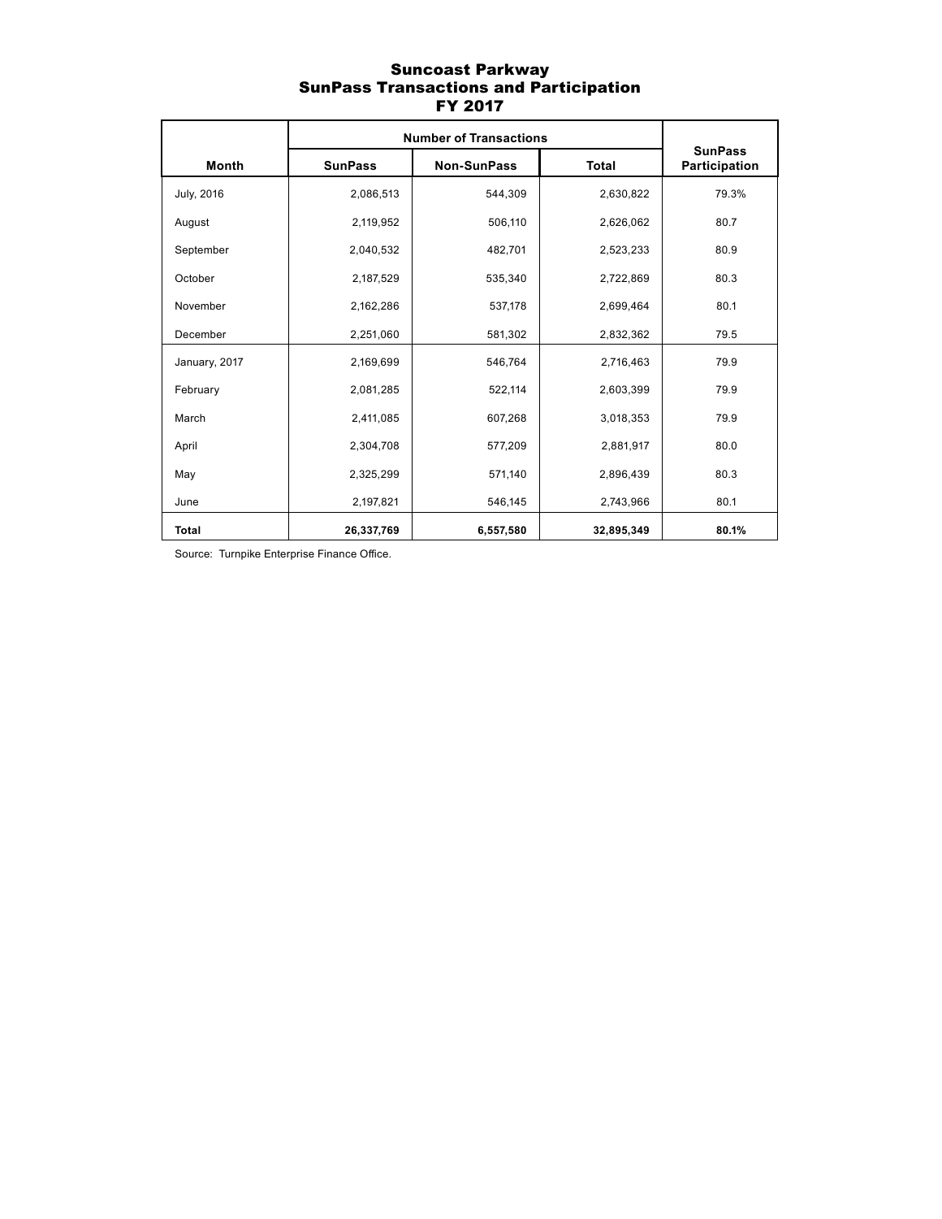# Suncoast Parkway
## SunPass Transactions and Participation
## FY 2017

| Month | Number of Transactions | | | SunPass Participation |
|---|---|---|---|---|
| | SunPass | Non-SunPass | Total | |
| July, 2016 | 2,086,513 | 544,309 | 2,630,822 | 79.3% |
| August | 2,119,952 | 506,110 | 2,626,062 | 80.7 |
| September | 2,040,532 | 482,701 | 2,523,233 | 80.9 |
| October | 2,187,529 | 535,340 | 2,722,869 | 80.3 |
| November | 2,162,286 | 537,178 | 2,699,464 | 80.1 |
| December | 2,251,060 | 581,302 | 2,832,362 | 79.5 |
| January, 2017 | 2,169,699 | 546,764 | 2,716,463 | 79.9 |
| February | 2,081,285 | 522,114 | 2,603,399 | 79.9 |
| March | 2,411,085 | 607,268 | 3,018,353 | 79.9 |
| April | 2,304,708 | 577,209 | 2,881,917 | 80.0 |
| May | 2,325,299 | 571,140 | 2,896,439 | 80.3 |
| June | 2,197,821 | 546,145 | 2,743,966 | 80.1 |
| **Total** | **26,337,769** | **6,557,580** | **32,895,349** | **80.1%** |

Source: Turnpike Enterprise Finance Office.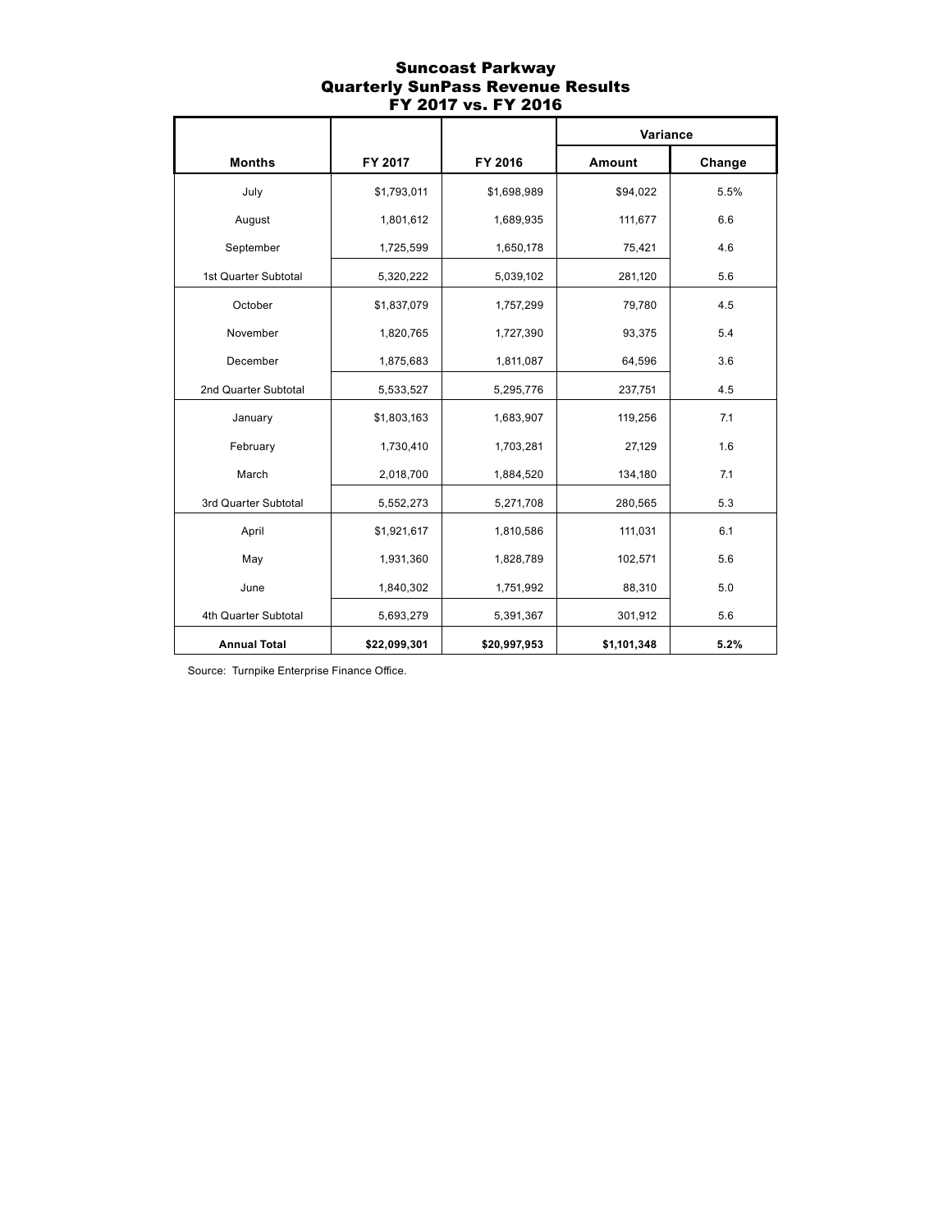# Suncoast Parkway
## Quarterly SunPass Revenue Results
## FY 2017 vs. FY 2016

| | | | Variance | |
|---|---|---|---|---|
| **Months** | **FY 2017** | **FY 2016** | **Amount** | **Change** |
| July | $1,793,011 | $1,698,989 | $94,022 | 5.5% |
| August | 1,801,612 | 1,689,935 | 111,677 | 6.6 |
| September | 1,725,599 | 1,650,178 | 75,421 | 4.6 |
| 1st Quarter Subtotal | 5,320,222 | 5,039,102 | 281,120 | 5.6 |
| October | $1,837,079 | 1,757,299 | 79,780 | 4.5 |
| November | 1,820,765 | 1,727,390 | 93,375 | 5.4 |
| December | 1,875,683 | 1,811,087 | 64,596 | 3.6 |
| 2nd Quarter Subtotal | 5,533,527 | 5,295,776 | 237,751 | 4.5 |
| January | $1,803,163 | 1,683,907 | 119,256 | 7.1 |
| February | 1,730,410 | 1,703,281 | 27,129 | 1.6 |
| March | 2,018,700 | 1,884,520 | 134,180 | 7.1 |
| 3rd Quarter Subtotal | 5,552,273 | 5,271,708 | 280,565 | 5.3 |
| April | $1,921,617 | 1,810,586 | 111,031 | 6.1 |
| May | 1,931,360 | 1,828,789 | 102,571 | 5.6 |
| June | 1,840,302 | 1,751,992 | 88,310 | 5.0 |
| 4th Quarter Subtotal | 5,693,279 | 5,391,367 | 301,912 | 5.6 |
| **Annual Total** | **$22,099,301** | **$20,997,953** | **$1,101,348** | **5.2%** |

Source: Turnpike Enterprise Finance Office.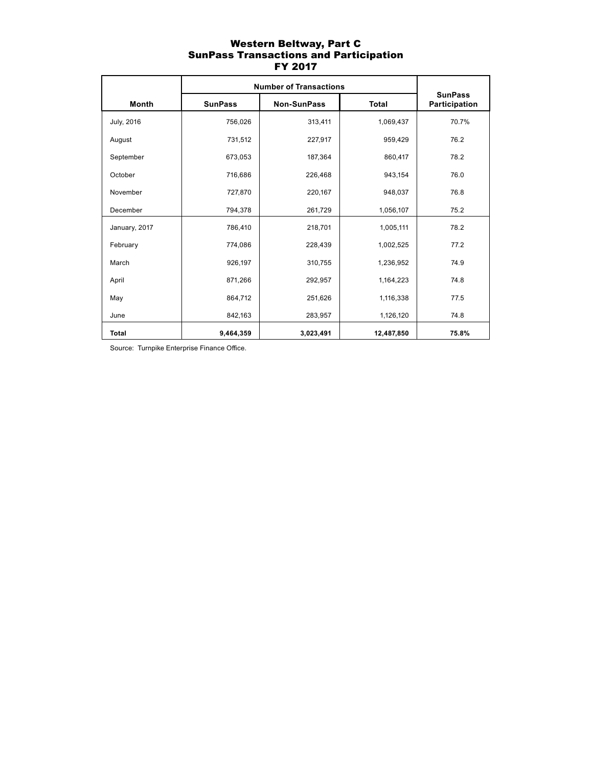# Western Beltway, Part C
## SunPass Transactions and Participation
## FY 2017

| Month | Number of Transactions | | | SunPass Participation |
|---|---|---|---|---|
| | SunPass | Non-SunPass | Total | |
| July, 2016 | 756,026 | 313,411 | 1,069,437 | 70.7% |
| August | 731,512 | 227,917 | 959,429 | 76.2 |
| September | 673,053 | 187,364 | 860,417 | 78.2 |
| October | 716,686 | 226,468 | 943,154 | 76.0 |
| November | 727,870 | 220,167 | 948,037 | 76.8 |
| December | 794,378 | 261,729 | 1,056,107 | 75.2 |
| January, 2017 | 786,410 | 218,701 | 1,005,111 | 78.2 |
| February | 774,086 | 228,439 | 1,002,525 | 77.2 |
| March | 926,197 | 310,755 | 1,236,952 | 74.9 |
| April | 871,266 | 292,957 | 1,164,223 | 74.8 |
| May | 864,712 | 251,626 | 1,116,338 | 77.5 |
| June | 842,163 | 283,957 | 1,126,120 | 74.8 |
| **Total** | **9,464,359** | **3,023,491** | **12,487,850** | **75.8%** |

Source: Turnpike Enterprise Finance Office.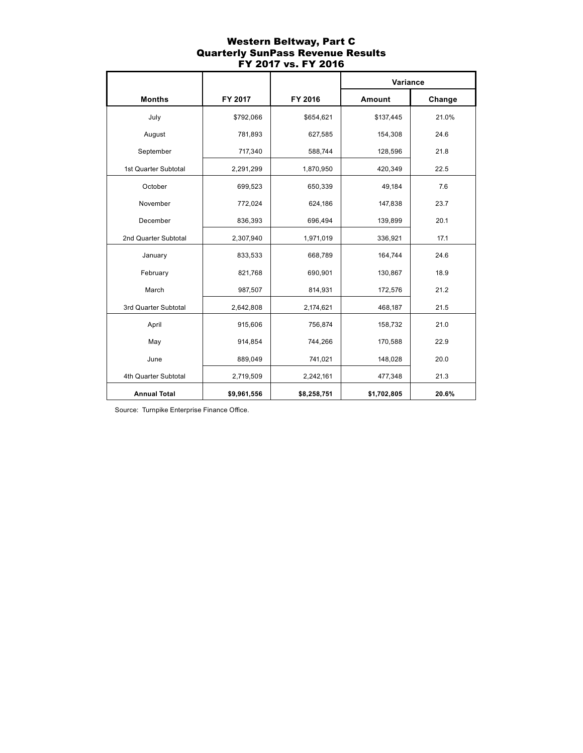# Western Beltway, Part C
## Quarterly SunPass Revenue Results
## FY 2017 vs. FY 2016

| Months | FY 2017 | FY 2016 | Variance | |
|---|---|---|---|---|
| | | | Amount | Change |
| July | $792,066 | $654,621 | $137,445 | 21.0% |
| August | 781,893 | 627,585 | 154,308 | 24.6 |
| September | 717,340 | 588,744 | 128,596 | 21.8 |
| 1st Quarter Subtotal | 2,291,299 | 1,870,950 | 420,349 | 22.5 |
| October | 699,523 | 650,339 | 49,184 | 7.6 |
| November | 772,024 | 624,186 | 147,838 | 23.7 |
| December | 836,393 | 696,494 | 139,899 | 20.1 |
| 2nd Quarter Subtotal | 2,307,940 | 1,971,019 | 336,921 | 17.1 |
| January | 833,533 | 668,789 | 164,744 | 24.6 |
| February | 821,768 | 690,901 | 130,867 | 18.9 |
| March | 987,507 | 814,931 | 172,576 | 21.2 |
| 3rd Quarter Subtotal | 2,642,808 | 2,174,621 | 468,187 | 21.5 |
| April | 915,606 | 756,874 | 158,732 | 21.0 |
| May | 914,854 | 744,266 | 170,588 | 22.9 |
| June | 889,049 | 741,021 | 148,028 | 20.0 |
| 4th Quarter Subtotal | 2,719,509 | 2,242,161 | 477,348 | 21.3 |
| **Annual Total** | **$9,961,556** | **$8,258,751** | **$1,702,805** | **20.6%** |

Source: Turnpike Enterprise Finance Office.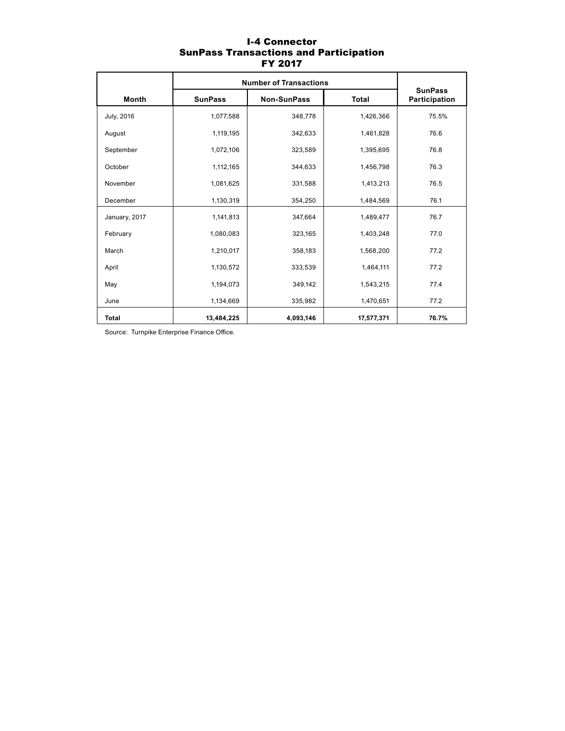# I-4 Connector
## SunPass Transactions and Participation
## FY 2017

| Month | Number of Transactions | | | SunPass Participation |
|---|---|---|---|---|
| | SunPass | Non-SunPass | Total | |
| July, 2016 | 1,077,588 | 348,778 | 1,426,366 | 75.5% |
| August | 1,119,195 | 342,633 | 1,461,828 | 76.6 |
| September | 1,072,106 | 323,589 | 1,395,695 | 76.8 |
| October | 1,112,165 | 344,633 | 1,456,798 | 76.3 |
| November | 1,081,625 | 331,588 | 1,413,213 | 76.5 |
| December | 1,130,319 | 354,250 | 1,484,569 | 76.1 |
| January, 2017 | 1,141,813 | 347,664 | 1,489,477 | 76.7 |
| February | 1,080,083 | 323,165 | 1,403,248 | 77.0 |
| March | 1,210,017 | 358,183 | 1,568,200 | 77.2 |
| April | 1,130,572 | 333,539 | 1,464,111 | 77.2 |
| May | 1,194,073 | 349,142 | 1,543,215 | 77.4 |
| June | 1,134,669 | 335,982 | 1,470,651 | 77.2 |
| **Total** | **13,484,225** | **4,093,146** | **17,577,371** | **76.7%** |

Source: Turnpike Enterprise Finance Office.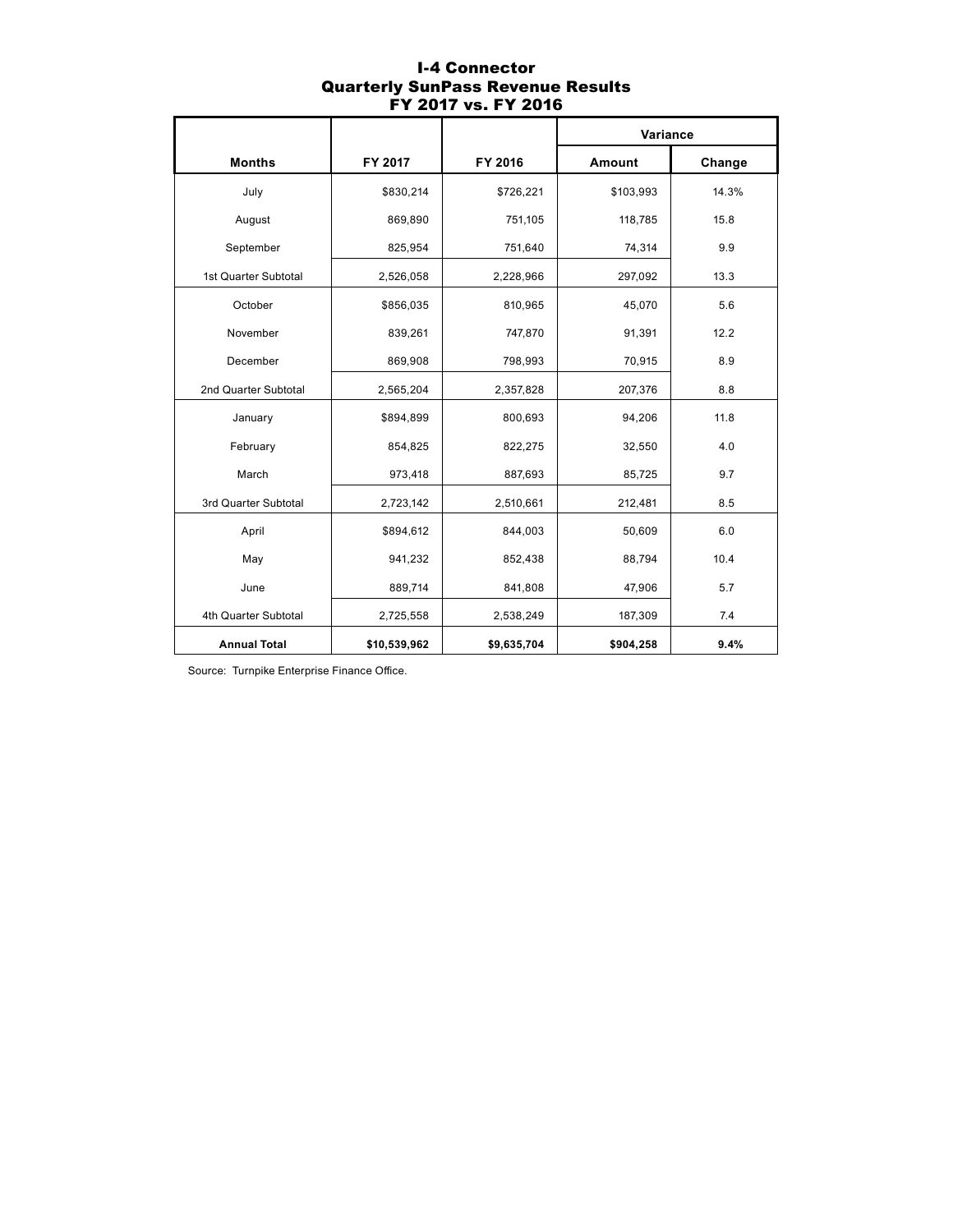# I-4 Connector
## Quarterly SunPass Revenue Results
## FY 2017 vs. FY 2016

| Months | FY 2017 | FY 2016 | Variance | |
|---|---|---|---|---|
| | | | Amount | Change |
| July | $830,214 | $726,221 | $103,993 | 14.3% |
| August | 869,890 | 751,105 | 118,785 | 15.8 |
| September | 825,954 | 751,640 | 74,314 | 9.9 |
| 1st Quarter Subtotal | 2,526,058 | 2,228,966 | 297,092 | 13.3 |
| October | $856,035 | 810,965 | 45,070 | 5.6 |
| November | 839,261 | 747,870 | 91,391 | 12.2 |
| December | 869,908 | 798,993 | 70,915 | 8.9 |
| 2nd Quarter Subtotal | 2,565,204 | 2,357,828 | 207,376 | 8.8 |
| January | $894,899 | 800,693 | 94,206 | 11.8 |
| February | 854,825 | 822,275 | 32,550 | 4.0 |
| March | 973,418 | 887,693 | 85,725 | 9.7 |
| 3rd Quarter Subtotal | 2,723,142 | 2,510,661 | 212,481 | 8.5 |
| April | $894,612 | 844,003 | 50,609 | 6.0 |
| May | 941,232 | 852,438 | 88,794 | 10.4 |
| June | 889,714 | 841,808 | 47,906 | 5.7 |
| 4th Quarter Subtotal | 2,725,558 | 2,538,249 | 187,309 | 7.4 |
| **Annual Total** | **$10,539,962** | **$9,635,704** | **$904,258** | **9.4%** |

Source: Turnpike Enterprise Finance Office.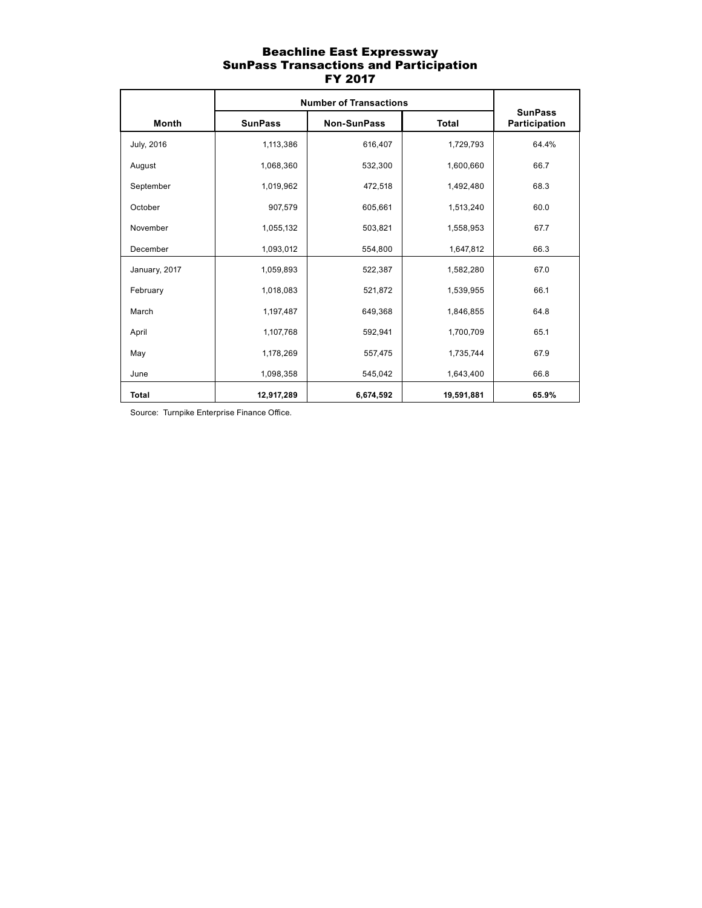# Beachline East Expressway
## SunPass Transactions and Participation
## FY 2017

| Month | Number of Transactions | | | SunPass Participation |
|---|---|---|---|---|
| | SunPass | Non-SunPass | Total | |
| July, 2016 | 1,113,386 | 616,407 | 1,729,793 | 64.4% |
| August | 1,068,360 | 532,300 | 1,600,660 | 66.7 |
| September | 1,019,962 | 472,518 | 1,492,480 | 68.3 |
| October | 907,579 | 605,661 | 1,513,240 | 60.0 |
| November | 1,055,132 | 503,821 | 1,558,953 | 67.7 |
| December | 1,093,012 | 554,800 | 1,647,812 | 66.3 |
| January, 2017 | 1,059,893 | 522,387 | 1,582,280 | 67.0 |
| February | 1,018,083 | 521,872 | 1,539,955 | 66.1 |
| March | 1,197,487 | 649,368 | 1,846,855 | 64.8 |
| April | 1,107,768 | 592,941 | 1,700,709 | 65.1 |
| May | 1,178,269 | 557,475 | 1,735,744 | 67.9 |
| June | 1,098,358 | 545,042 | 1,643,400 | 66.8 |
| **Total** | **12,917,289** | **6,674,592** | **19,591,881** | **65.9%** |

Source: Turnpike Enterprise Finance Office.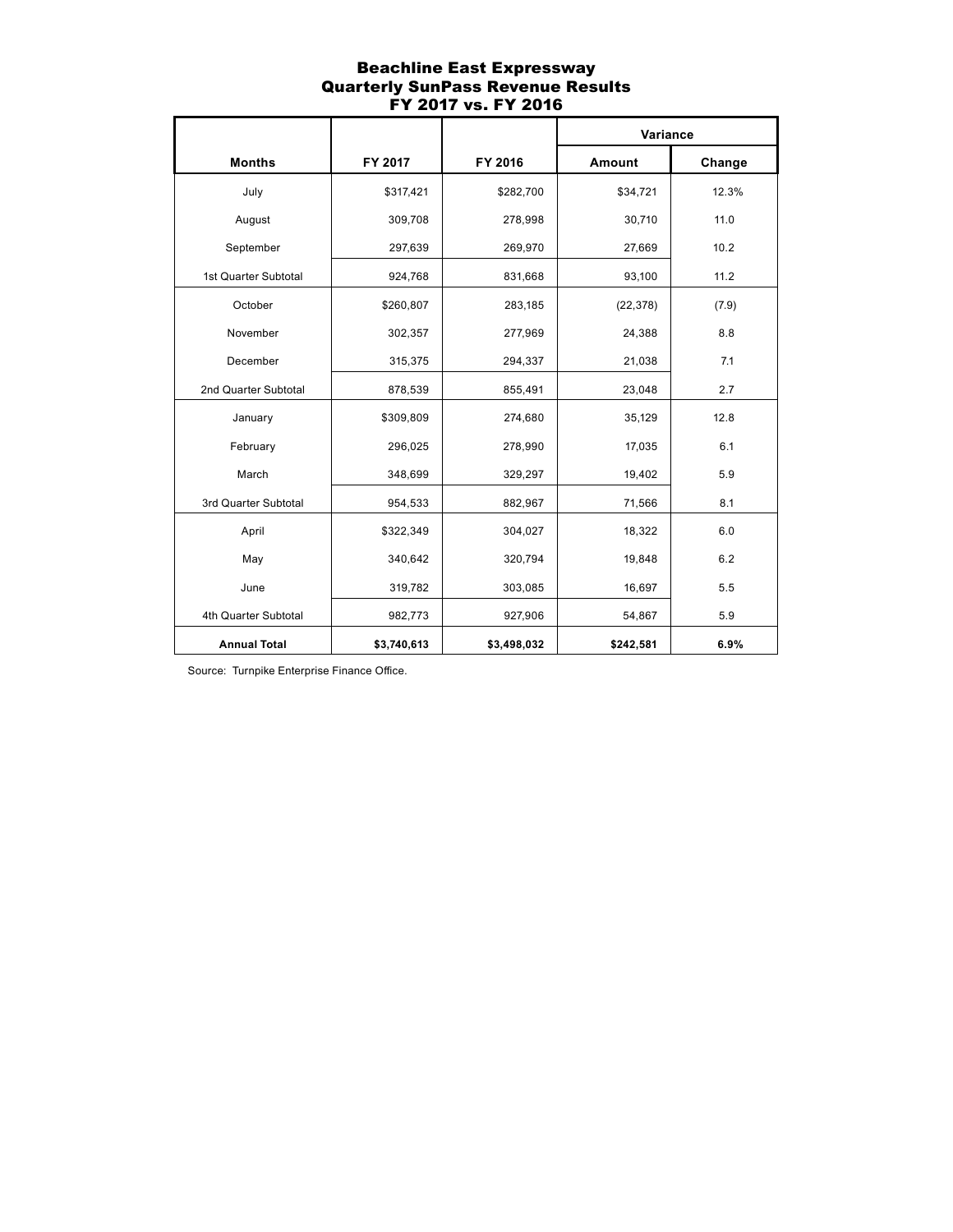# Beachline East Expressway
## Quarterly SunPass Revenue Results
## FY 2017 vs. FY 2016

| Months | FY 2017 | FY 2016 | Variance | |
|---|---|---|---|---|
| | | | Amount | Change |
| July | $317,421 | $282,700 | $34,721 | 12.3% |
| August | 309,708 | 278,998 | 30,710 | 11.0 |
| September | 297,639 | 269,970 | 27,669 | 10.2 |
| 1st Quarter Subtotal | 924,768 | 831,668 | 93,100 | 11.2 |
| October | $260,807 | 283,185 | (22,378) | (7.9) |
| November | 302,357 | 277,969 | 24,388 | 8.8 |
| December | 315,375 | 294,337 | 21,038 | 7.1 |
| 2nd Quarter Subtotal | 878,539 | 855,491 | 23,048 | 2.7 |
| January | $309,809 | 274,680 | 35,129 | 12.8 |
| February | 296,025 | 278,990 | 17,035 | 6.1 |
| March | 348,699 | 329,297 | 19,402 | 5.9 |
| 3rd Quarter Subtotal | 954,533 | 882,967 | 71,566 | 8.1 |
| April | $322,349 | 304,027 | 18,322 | 6.0 |
| May | 340,642 | 320,794 | 19,848 | 6.2 |
| June | 319,782 | 303,085 | 16,697 | 5.5 |
| 4th Quarter Subtotal | 982,773 | 927,906 | 54,867 | 5.9 |
| **Annual Total** | **$3,740,613** | **$3,498,032** | **$242,581** | **6.9%** |

Source: Turnpike Enterprise Finance Office.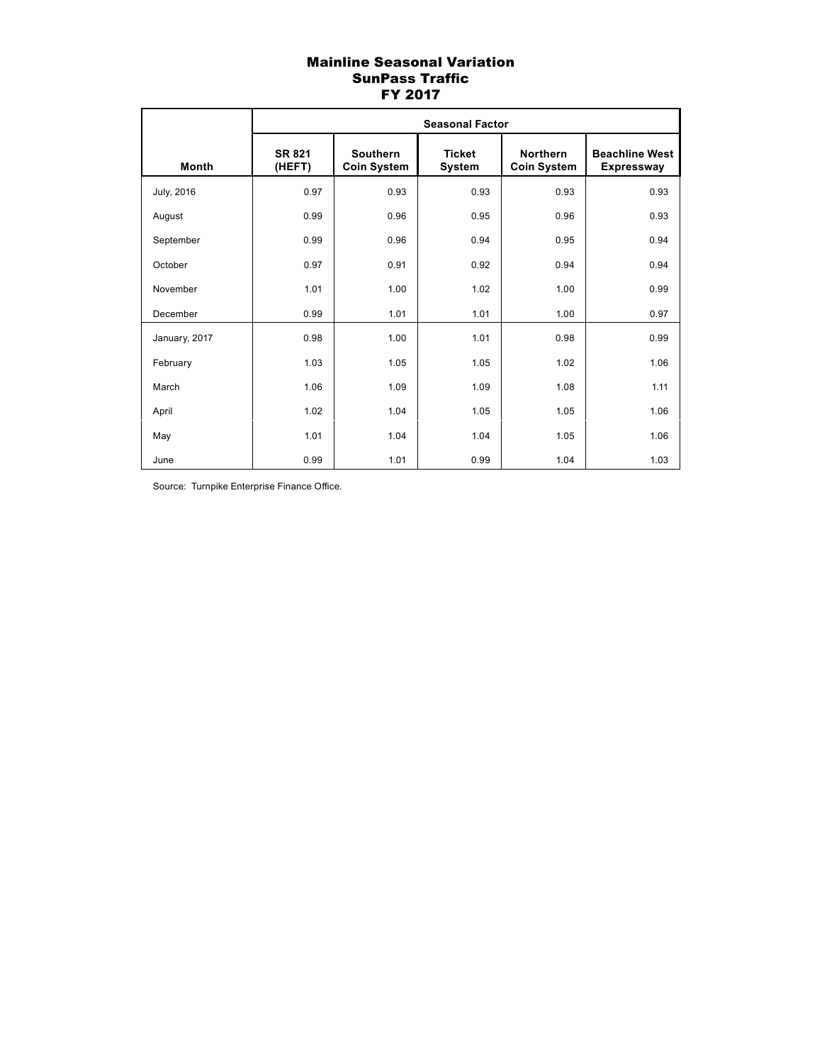# Mainline Seasonal Variation
# SunPass Traffic
# FY 2017

| Month | Seasonal Factor | | | | |
|---|---|---|---|---|---|
| | SR 821 (HEFT) | Southern Coin System | Ticket System | Northern Coin System | Beachline West Expressway |
| July, 2016 | 0.97 | 0.93 | 0.93 | 0.93 | 0.93 |
| August | 0.99 | 0.96 | 0.95 | 0.96 | 0.93 |
| September | 0.99 | 0.96 | 0.94 | 0.95 | 0.94 |
| October | 0.97 | 0.91 | 0.92 | 0.94 | 0.94 |
| November | 1.01 | 1.00 | 1.02 | 1.00 | 0.99 |
| December | 0.99 | 1.01 | 1.01 | 1.00 | 0.97 |
| January, 2017 | 0.98 | 1.00 | 1.01 | 0.98 | 0.99 |
| February | 1.03 | 1.05 | 1.05 | 1.02 | 1.06 |
| March | 1.06 | 1.09 | 1.09 | 1.08 | 1.11 |
| April | 1.02 | 1.04 | 1.05 | 1.05 | 1.06 |
| May | 1.01 | 1.04 | 1.04 | 1.05 | 1.06 |
| June | 0.99 | 1.01 | 0.99 | 1.04 | 1.03 |

Source: Turnpike Enterprise Finance Office.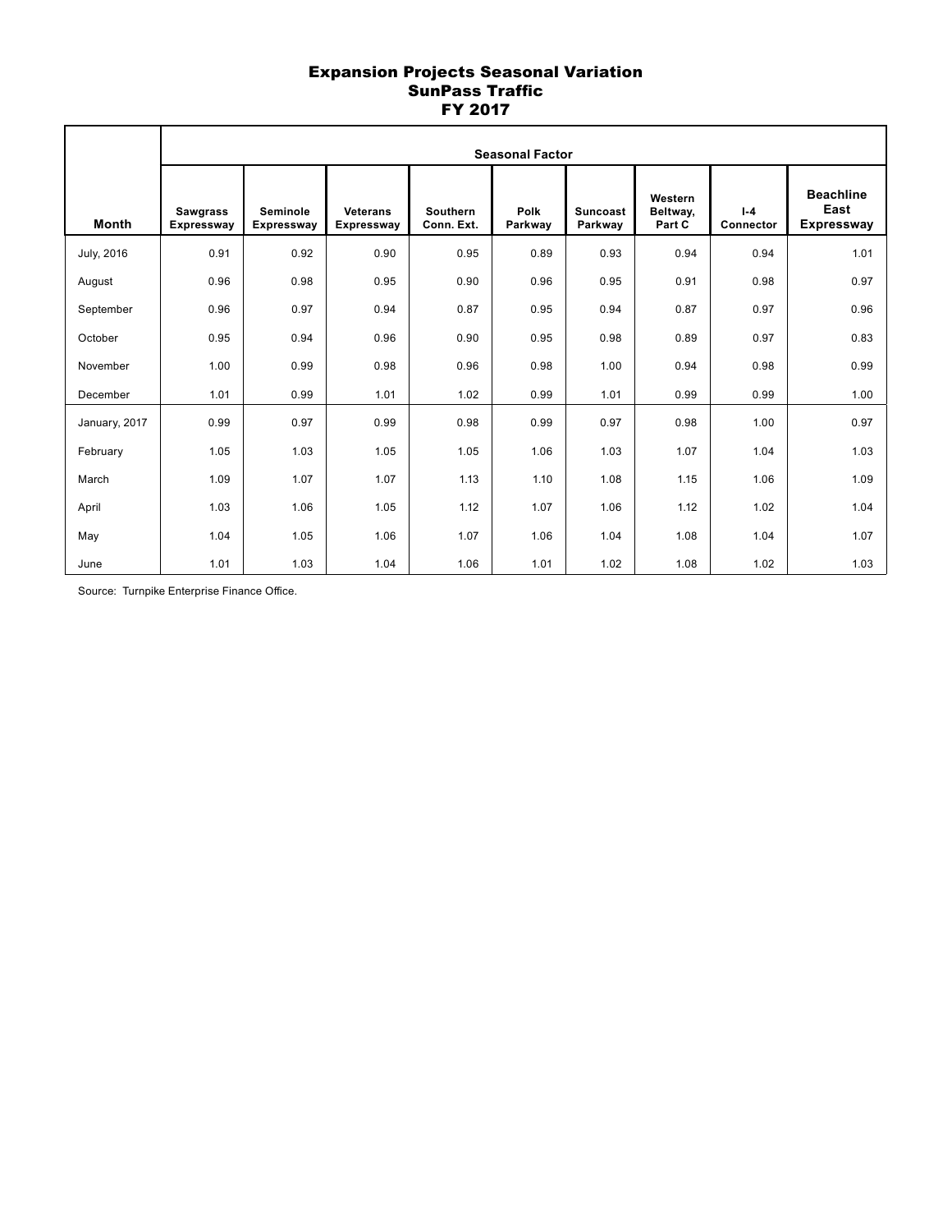# Expansion Projects Seasonal Variation
## SunPass Traffic
## FY 2017

| Month | Seasonal Factor | | | | | | | | |
|---|---|---|---|---|---|---|---|---|---|
| | Sawgrass Expressway | Seminole Expressway | Veterans Expressway | Southern Conn. Ext. | Polk Parkway | Suncoast Parkway | Western Beltway, Part C | I-4 Connector | Beachline East Expressway |
| July, 2016 | 0.91 | 0.92 | 0.90 | 0.95 | 0.89 | 0.93 | 0.94 | 0.94 | 1.01 |
| August | 0.96 | 0.98 | 0.95 | 0.90 | 0.96 | 0.95 | 0.91 | 0.98 | 0.97 |
| September | 0.96 | 0.97 | 0.94 | 0.87 | 0.95 | 0.94 | 0.87 | 0.97 | 0.96 |
| October | 0.95 | 0.94 | 0.96 | 0.90 | 0.95 | 0.98 | 0.89 | 0.97 | 0.83 |
| November | 1.00 | 0.99 | 0.98 | 0.96 | 0.98 | 1.00 | 0.94 | 0.98 | 0.99 |
| December | 1.01 | 0.99 | 1.01 | 1.02 | 0.99 | 1.01 | 0.99 | 0.99 | 1.00 |
| January, 2017 | 0.99 | 0.97 | 0.99 | 0.98 | 0.99 | 0.97 | 0.98 | 1.00 | 0.97 |
| February | 1.05 | 1.03 | 1.05 | 1.05 | 1.06 | 1.03 | 1.07 | 1.04 | 1.03 |
| March | 1.09 | 1.07 | 1.07 | 1.13 | 1.10 | 1.08 | 1.15 | 1.06 | 1.09 |
| April | 1.03 | 1.06 | 1.05 | 1.12 | 1.07 | 1.06 | 1.12 | 1.02 | 1.04 |
| May | 1.04 | 1.05 | 1.06 | 1.07 | 1.06 | 1.04 | 1.08 | 1.04 | 1.07 |
| June | 1.01 | 1.03 | 1.04 | 1.06 | 1.01 | 1.02 | 1.08 | 1.02 | 1.03 |

Source: Turnpike Enterprise Finance Office.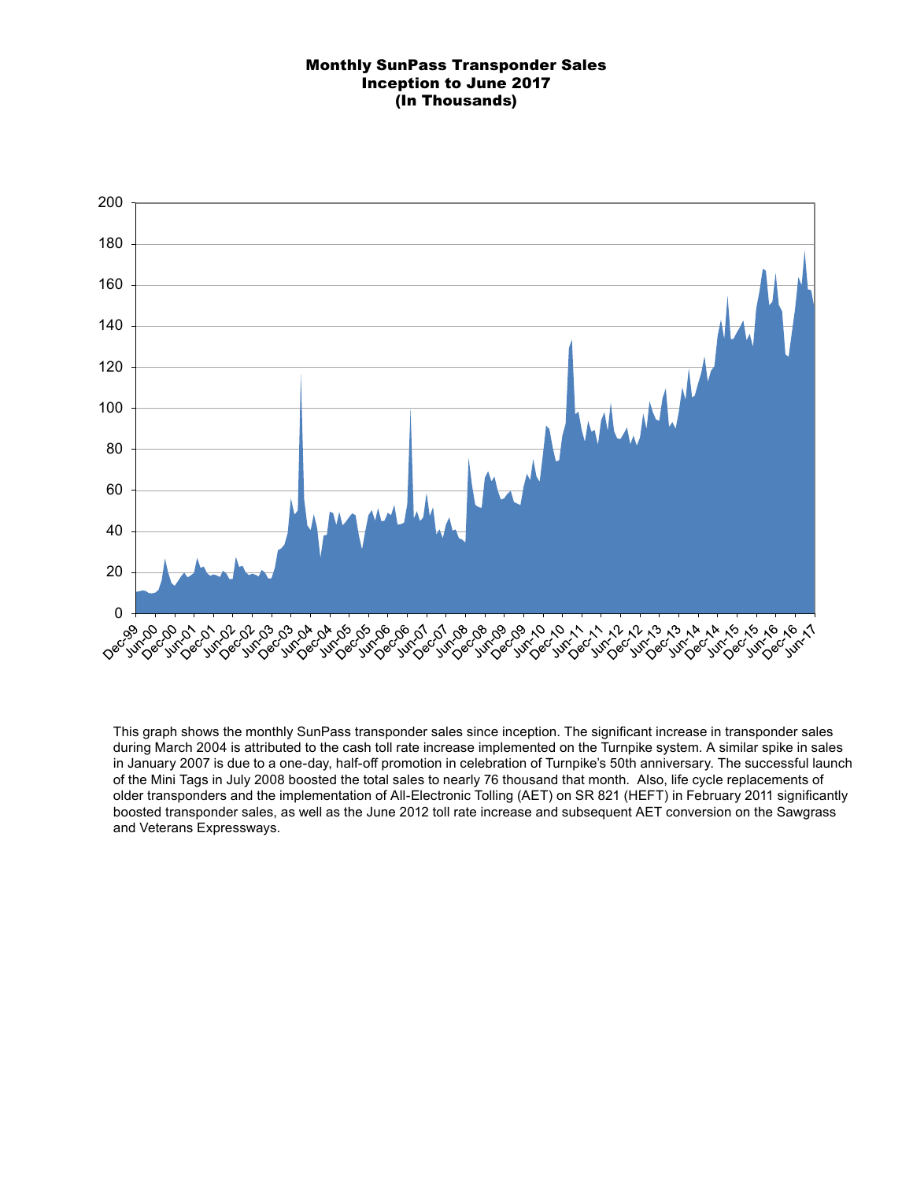# Monthly SunPass Transponder Sales
## Inception to June 2017
## (In Thousands)

This graph shows the monthly SunPass transponder sales since inception. The significant increase in transponder sales during March 2004 is attributed to the cash toll rate increase implemented on the Turnpike system. A similar spike in sales in January 2007 is due to a one-day, half-off promotion in celebration of Turnpike's 50th anniversary. The successful launch of the Mini Tags in July 2008 boosted the total sales to nearly 76 thousand that month. Also, life cycle replacements of older transponders and the implementation of All-Electronic Tolling (AET) on SR 821 (HEFT) in February 2011 significantly boosted transponder sales, as well as the June 2012 toll rate increase and subsequent AET conversion on the Sawgrass and Veterans Expressways.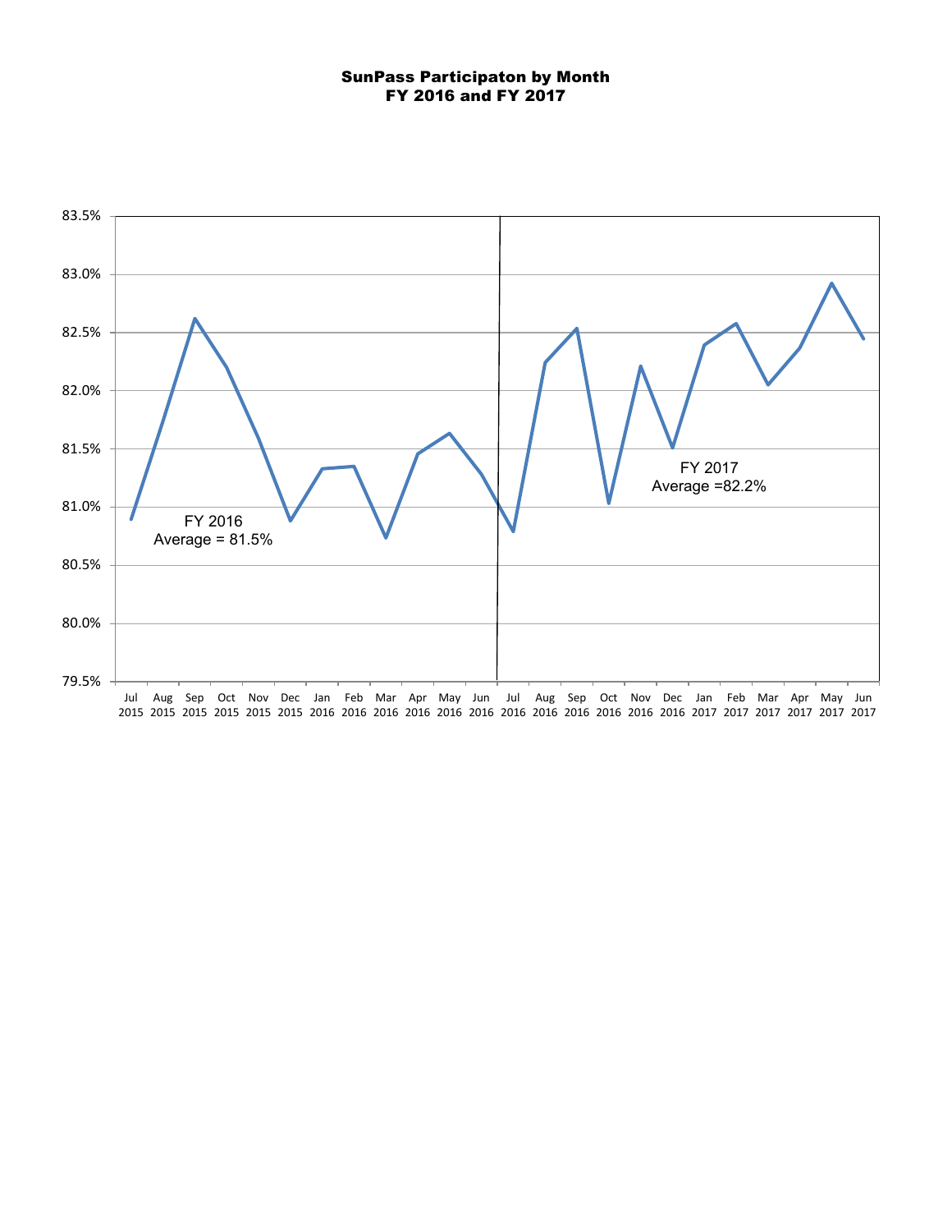**SunPass Participaton by Month**
**FY 2016 and FY 2017**

83.5%
83.0%
82.5%
82.0%
81.5%
81.0%
80.5%
80.0%
79.5%

FY 2016
Average = 81.5%

FY 2017
Average =82.2%

Jul 2015 | Aug 2015 | Sep 2015 | Oct 2015 | Nov 2015 | Dec 2015 | Jan 2016 | Feb 2016 | Mar 2016 | Apr 2016 | May 2016 | Jun 2016 | Jul 2016 | Aug 2016 | Sep 2016 | Oct 2016 | Nov 2016 | Dec 2016 | Jan 2017 | Feb 2017 | Mar 2017 | Apr 2017 | May 2017 | Jun 2017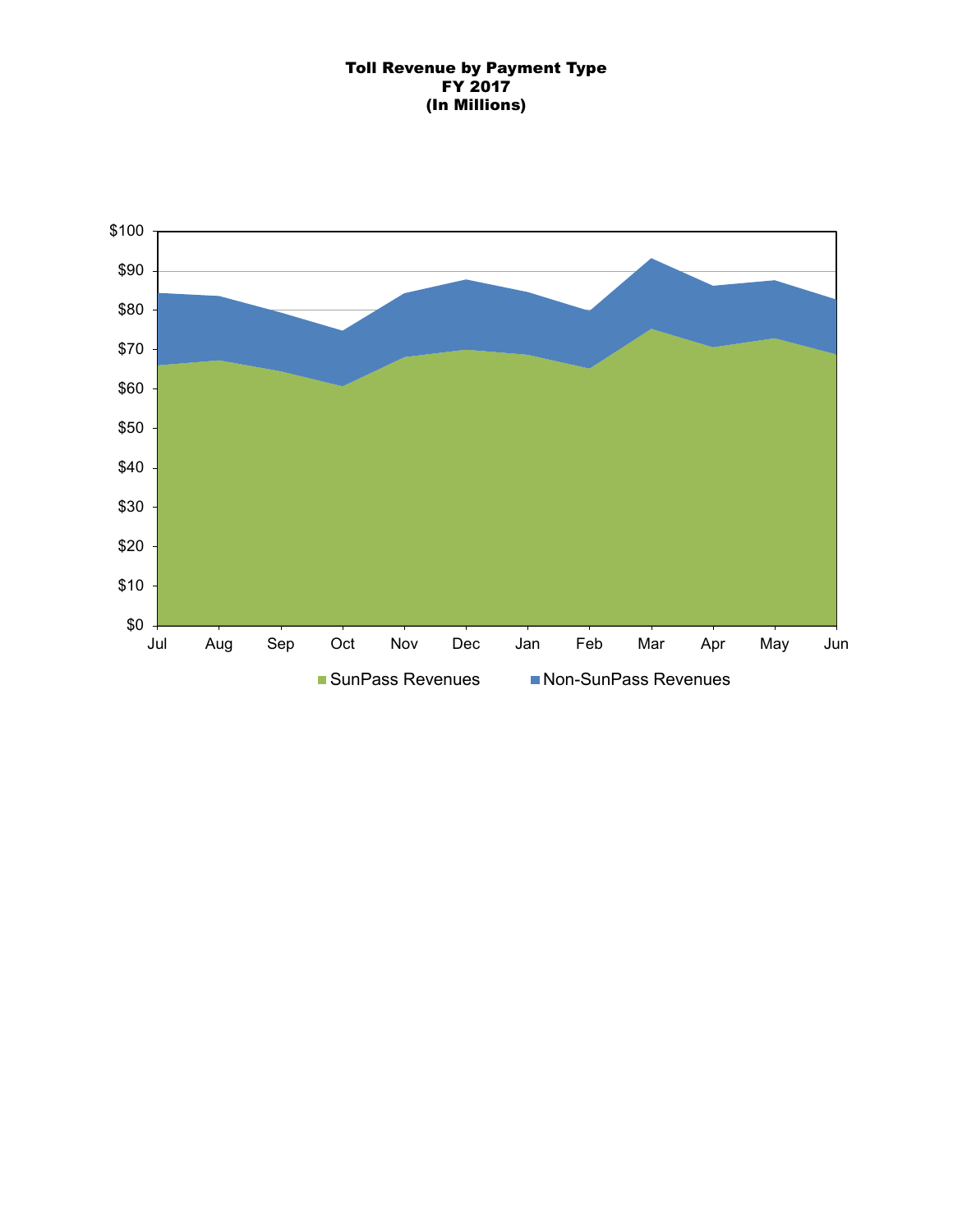**Toll Revenue by Payment Type**
**FY 2017**
**(In Millions)**

$100
$90
$80
$70
$60
$50
$40
$30
$20
$10
$0

Jul Aug Sep Oct Nov Dec Jan Feb Mar Apr May Jun

SunPass Revenues    Non-SunPass Revenues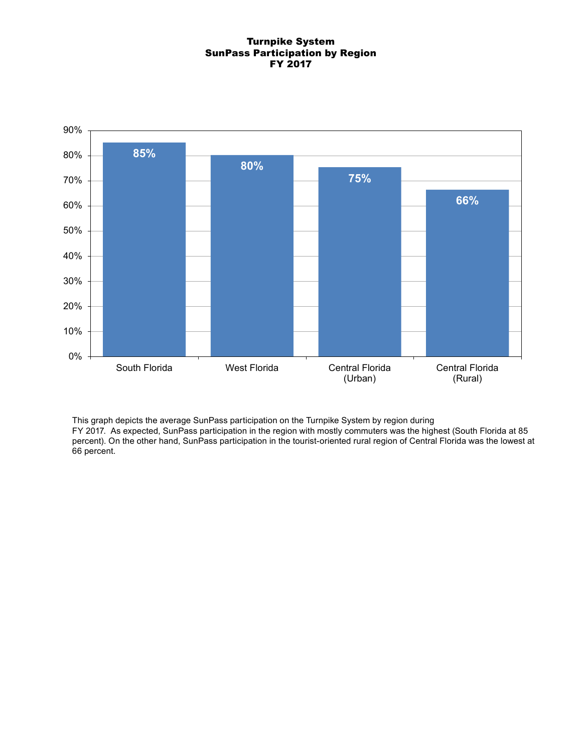**Turnpike System**
**SunPass Participation by Region**
**FY 2017**

| Region | SunPass Participation |
| --- | --- |
| South Florida | 85% |
| West Florida | 80% |
| Central Florida (Urban) | 75% |
| Central Florida (Rural) | 66% |

This graph depicts the average SunPass participation on the Turnpike System by region during FY 2017. As expected, SunPass participation in the region with mostly commuters was the highest (South Florida at 85 percent). On the other hand, SunPass participation in the tourist-oriented rural region of Central Florida was the lowest at 66 percent.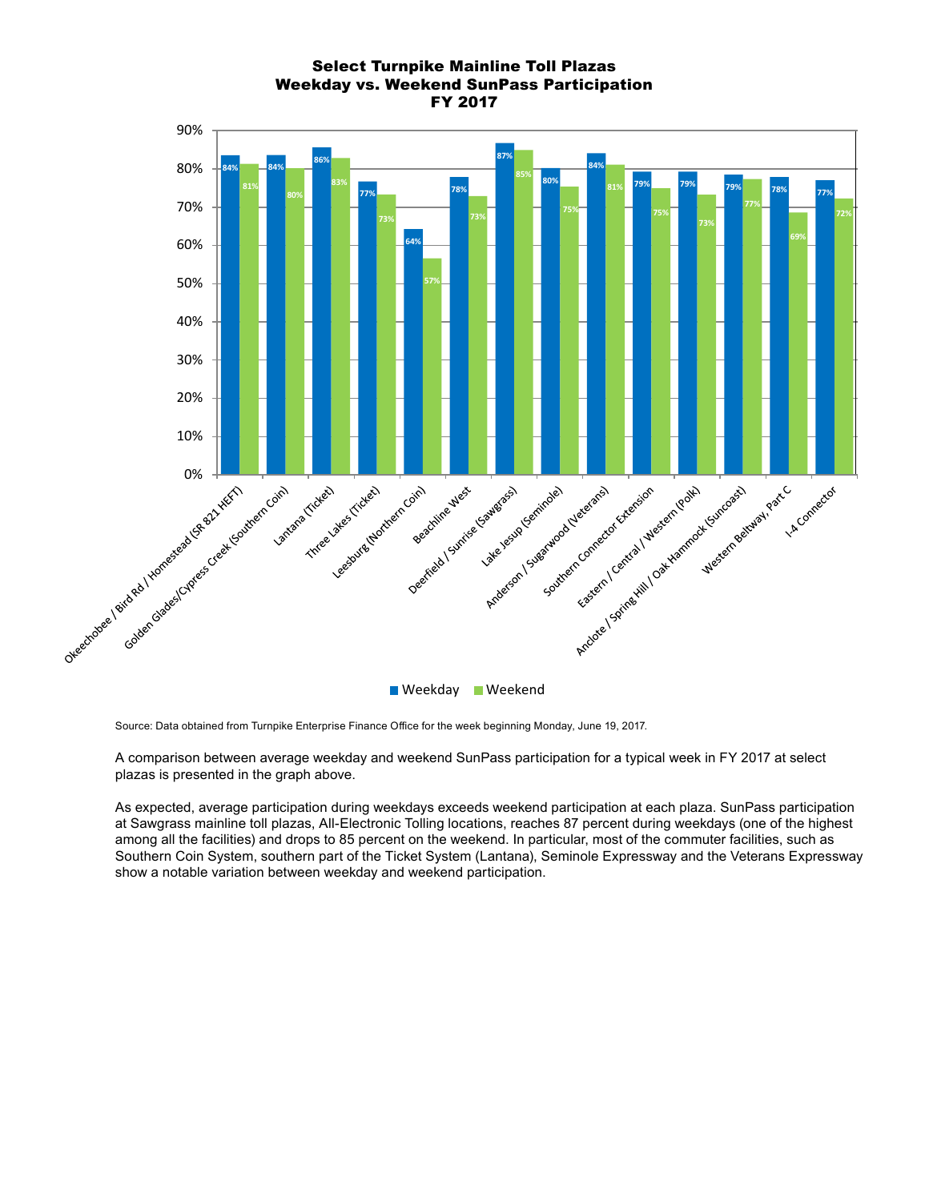**Select Turnpike Mainline Toll Plazas**
**Weekday vs. Weekend SunPass Participation**
**FY 2017**

| Plaza | Weekday | Weekend |
|---|---|---|
| Okeechobee / Bird Rd / Homestead (SR 821 HEFT) | 84% | 81% |
| Golden Glades/Cypress Creek (Southern Coin) | 84% | 80% |
| Lantana (Ticket) | 86% | 83% |
| Three Lakes (Ticket) | 77% | 73% |
| Leesburg (Northern Coin) | 64% | 57% |
| Beachline West | 78% | 73% |
| Deerfield / Sunrise (Sawgrass) | 87% | 85% |
| Lake Jesup (Seminole) | 80% | 75% |
| Anderson / Sugarwood (Veterans) | 84% | 81% |
| Southern Connector Extension | 79% | 75% |
| Eastern / Central / Western (Polk) | 79% | 73% |
| Anclote / Spring Hill / Oak Hammock (Suncoast) | 79% | 77% |
| Western Beltway, Part C | 78% | 69% |
| I-4 Connector | 77% | 72% |

Source: Data obtained from Turnpike Enterprise Finance Office for the week beginning Monday, June 19, 2017.

A comparison between average weekday and weekend SunPass participation for a typical week in FY 2017 at select plazas is presented in the graph above.

As expected, average participation during weekdays exceeds weekend participation at each plaza. SunPass participation at Sawgrass mainline toll plazas, All-Electronic Tolling locations, reaches 87 percent during weekdays (one of the highest among all the facilities) and drops to 85 percent on the weekend. In particular, most of the commuter facilities, such as Southern Coin System, southern part of the Ticket System (Lantana), Seminole Expressway and the Veterans Expressway show a notable variation between weekday and weekend participation.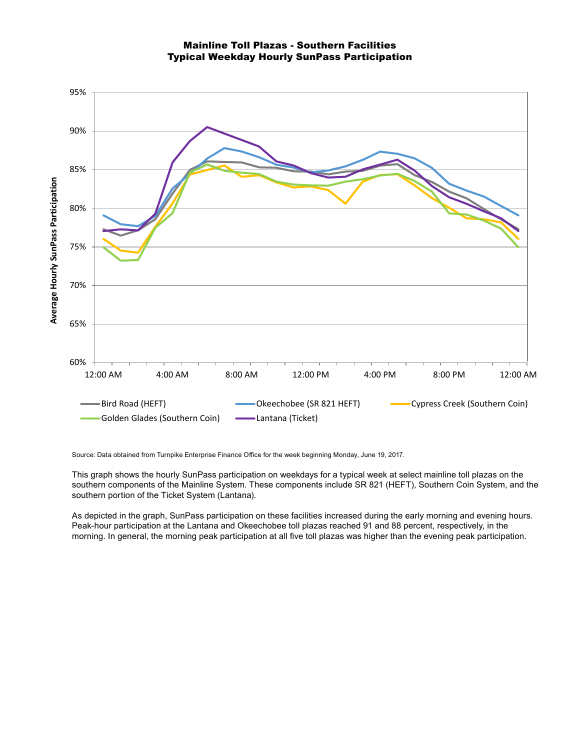## Mainline Toll Plazas - Southern Facilities
## Typical Weekday Hourly SunPass Participation

Source: Data obtained from Turnpike Enterprise Finance Office for the week beginning Monday, June 19, 2017.

This graph shows the hourly SunPass participation on weekdays for a typical week at select mainline toll plazas on the southern components of the Mainline System. These components include SR 821 (HEFT), Southern Coin System, and the southern portion of the Ticket System (Lantana).

As depicted in the graph, SunPass participation on these facilities increased during the early morning and evening hours. Peak-hour participation at the Lantana and Okeechobee toll plazas reached 91 and 88 percent, respectively, in the morning. In general, the morning peak participation at all five toll plazas was higher than the evening peak participation.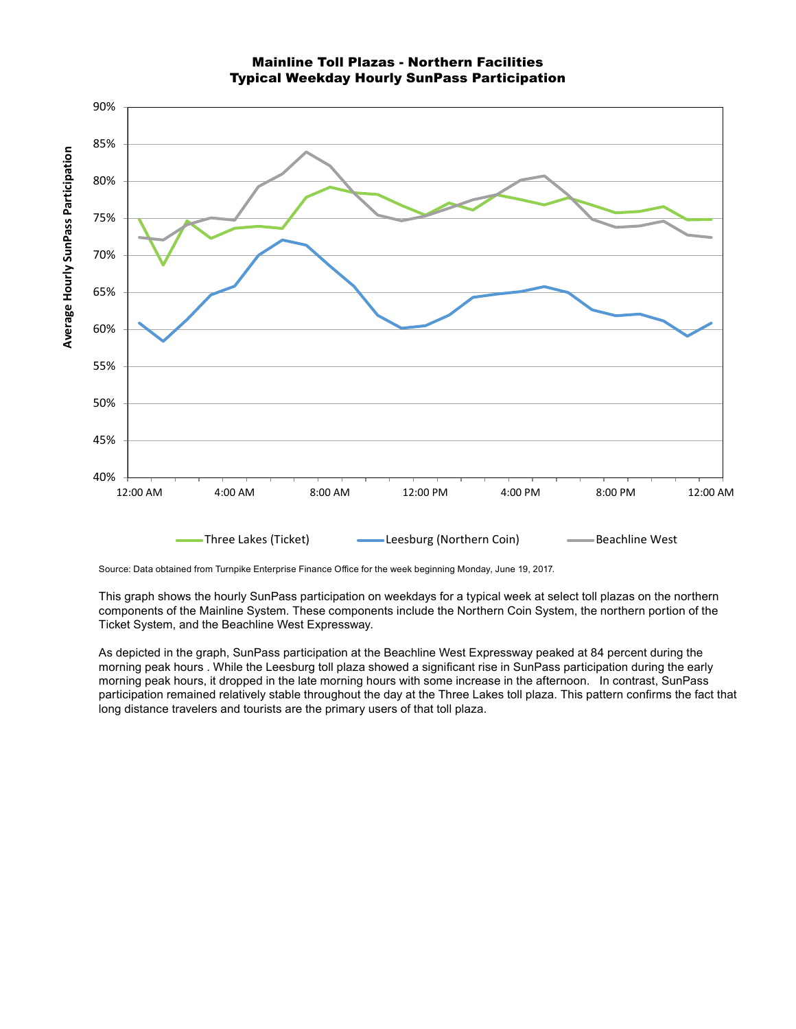**Mainline Toll Plazas - Northern Facilities**
**Typical Weekday Hourly SunPass Participation**

Average Hourly SunPass Participation

90%
85%
80%
75%
70%
65%
60%
55%
50%
45%
40%

12:00 AM
4:00 AM
8:00 AM
12:00 PM
4:00 PM
8:00 PM
12:00 AM

Three Lakes (Ticket)
Leesburg (Northern Coin)
Beachline West

Source: Data obtained from Turnpike Enterprise Finance Office for the week beginning Monday, June 19, 2017.

This graph shows the hourly SunPass participation on weekdays for a typical week at select toll plazas on the northern components of the Mainline System. These components include the Northern Coin System, the northern portion of the Ticket System, and the Beachline West Expressway.

As depicted in the graph, SunPass participation at the Beachline West Expressway peaked at 84 percent during the morning peak hours . While the Leesburg toll plaza showed a significant rise in SunPass participation during the early morning peak hours, it dropped in the late morning hours with some increase in the afternoon. In contrast, SunPass participation remained relatively stable throughout the day at the Three Lakes toll plaza. This pattern confirms the fact that long distance travelers and tourists are the primary users of that toll plaza.